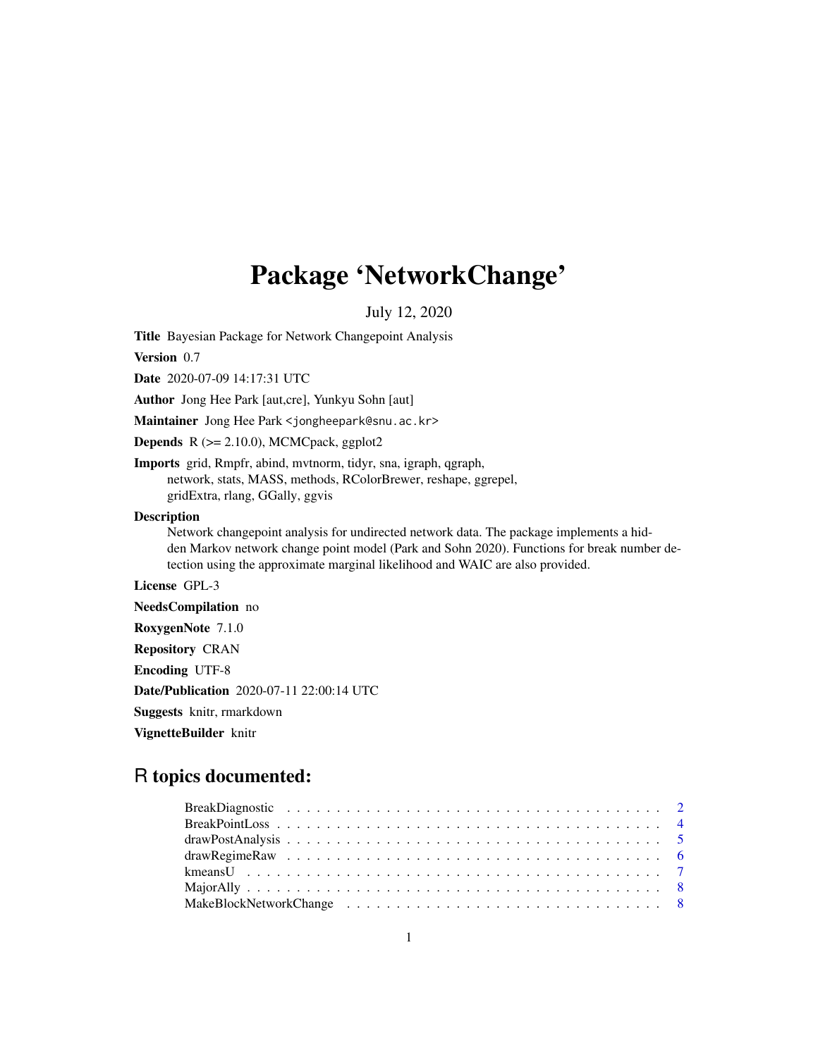# Package 'NetworkChange'

July 12, 2020

**Title** Bayesian Package for Network Changepoint Analysis

**Version** 0.7

**Date** 2020-07-09 14:17:31 UTC

**Author** Jong Hee Park [aut,cre], Yunkyu Sohn [aut]

**Maintainer** Jong Hee Park <jongheepark@snu.ac.kr>

**Depends** R (>= 2.10.0), MCMCpack, ggplot2

**Imports** grid, Rmpfr, abind, mvtnorm, tidyr, sna, igraph, qgraph, network, stats, MASS, methods, RColorBrewer, reshape, ggrepel, gridExtra, rlang, GGally, ggvis

**Description**
Network changepoint analysis for undirected network data. The package implements a hidden Markov network change point model (Park and Sohn 2020). Functions for break number detection using the approximate marginal likelihood and WAIC are also provided.

**License** GPL-3

**NeedsCompilation** no

**RoxygenNote** 7.1.0

**Repository** CRAN

**Encoding** UTF-8

**Date/Publication** 2020-07-11 22:00:14 UTC

**Suggests** knitr, rmarkdown

**VignetteBuilder** knitr

## R topics documented:

- BreakDiagnostic . . . . . . . . . . . . . . . . . . . . . . . . . . . . . . . . . . . . . . 2
- BreakPointLoss . . . . . . . . . . . . . . . . . . . . . . . . . . . . . . . . . . . . . . 4
- drawPostAnalysis . . . . . . . . . . . . . . . . . . . . . . . . . . . . . . . . . . . . . 5
- drawRegimeRaw . . . . . . . . . . . . . . . . . . . . . . . . . . . . . . . . . . . . . . 6
- kmeansU . . . . . . . . . . . . . . . . . . . . . . . . . . . . . . . . . . . . . . . . . 7
- MajorAlly . . . . . . . . . . . . . . . . . . . . . . . . . . . . . . . . . . . . . . . . 8
- MakeBlockNetworkChange . . . . . . . . . . . . . . . . . . . . . . . . . . . . . . . . . 8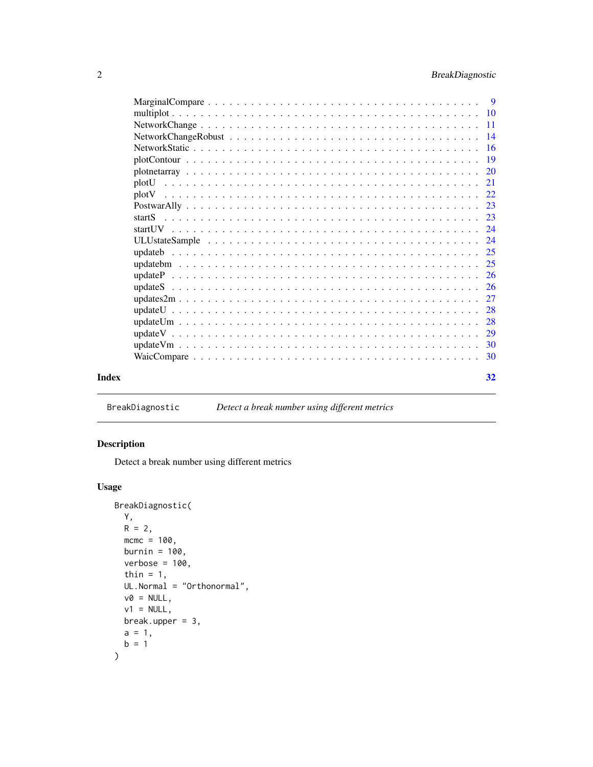| | |
|---|---|
| MarginalCompare | 9 |
| multiplot | 10 |
| NetworkChange | 11 |
| NetworkChangeRobust | 14 |
| NetworkStatic | 16 |
| plotContour | 19 |
| plotnetarray | 20 |
| plotU | 21 |
| plotV | 22 |
| PostwarAlly | 23 |
| startS | 23 |
| startUV | 24 |
| ULUstateSample | 24 |
| updateb | 25 |
| updatebm | 25 |
| updateP | 26 |
| updateS | 26 |
| updates2m | 27 |
| updateU | 28 |
| updateUm | 28 |
| updateV | 29 |
| updateVm | 30 |
| WaicCompare | 30 |

**Index** **32**

---

`BreakDiagnostic` *Detect a break number using different metrics*

---

## Description

Detect a break number using different metrics

## Usage

```
BreakDiagnostic(
  Y,
  R = 2,
  mcmc = 100,
  burnin = 100,
  verbose = 100,
  thin = 1,
  UL.Normal = "Orthonormal",
  v0 = NULL,
  v1 = NULL,
  break.upper = 3,
  a = 1,
  b = 1
)
```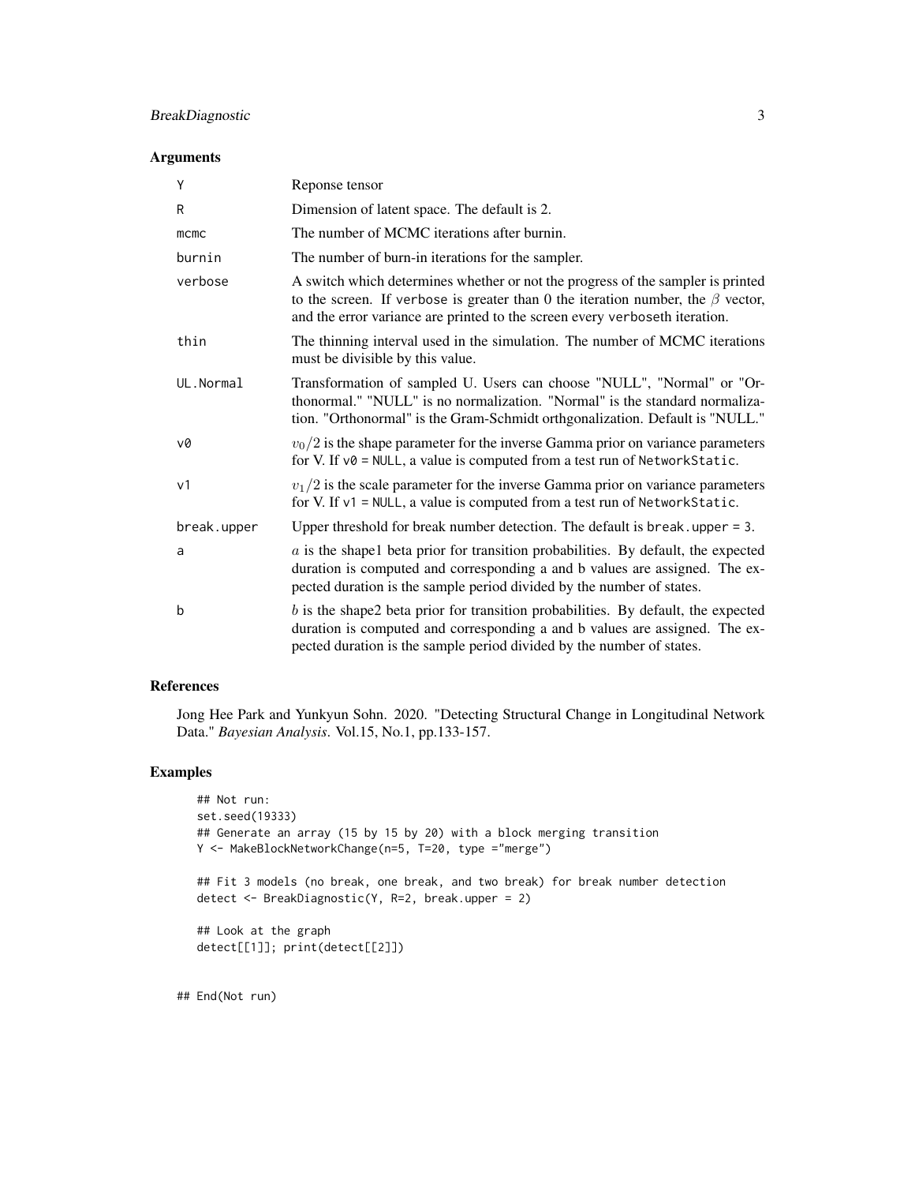### Arguments

| Argument | Description |
|---|---|
| Y | Reponse tensor |
| R | Dimension of latent space. The default is 2. |
| mcmc | The number of MCMC iterations after burnin. |
| burnin | The number of burn-in iterations for the sampler. |
| verbose | A switch which determines whether or not the progress of the sampler is printed to the screen. If verbose is greater than 0 the iteration number, the $\beta$ vector, and the error variance are printed to the screen every verboseth iteration. |
| thin | The thinning interval used in the simulation. The number of MCMC iterations must be divisible by this value. |
| UL.Normal | Transformation of sampled U. Users can choose "NULL", "Normal" or "Orthonormal." "NULL" is no normalization. "Normal" is the standard normalization. "Orthonormal" is the Gram-Schmidt orthgonalization. Default is "NULL." |
| v0 | $v_0/2$ is the shape parameter for the inverse Gamma prior on variance parameters for V. If v0 = NULL, a value is computed from a test run of NetworkStatic. |
| v1 | $v_1/2$ is the scale parameter for the inverse Gamma prior on variance parameters for V. If v1 = NULL, a value is computed from a test run of NetworkStatic. |
| break.upper | Upper threshold for break number detection. The default is break.upper = 3. |
| a | $a$ is the shape1 beta prior for transition probabilities. By default, the expected duration is computed and corresponding a and b values are assigned. The expected duration is the sample period divided by the number of states. |
| b | $b$ is the shape2 beta prior for transition probabilities. By default, the expected duration is computed and corresponding a and b values are assigned. The expected duration is the sample period divided by the number of states. |

### References

Jong Hee Park and Yunkyun Sohn. 2020. "Detecting Structural Change in Longitudinal Network Data." *Bayesian Analysis*. Vol.15, No.1, pp.133-157.

### Examples

```
## Not run:
set.seed(19333)
## Generate an array (15 by 15 by 20) with a block merging transition
Y <- MakeBlockNetworkChange(n=5, T=20, type ="merge")

## Fit 3 models (no break, one break, and two break) for break number detection
detect <- BreakDiagnostic(Y, R=2, break.upper = 2)

## Look at the graph
detect[[1]]; print(detect[[2]])

## End(Not run)
```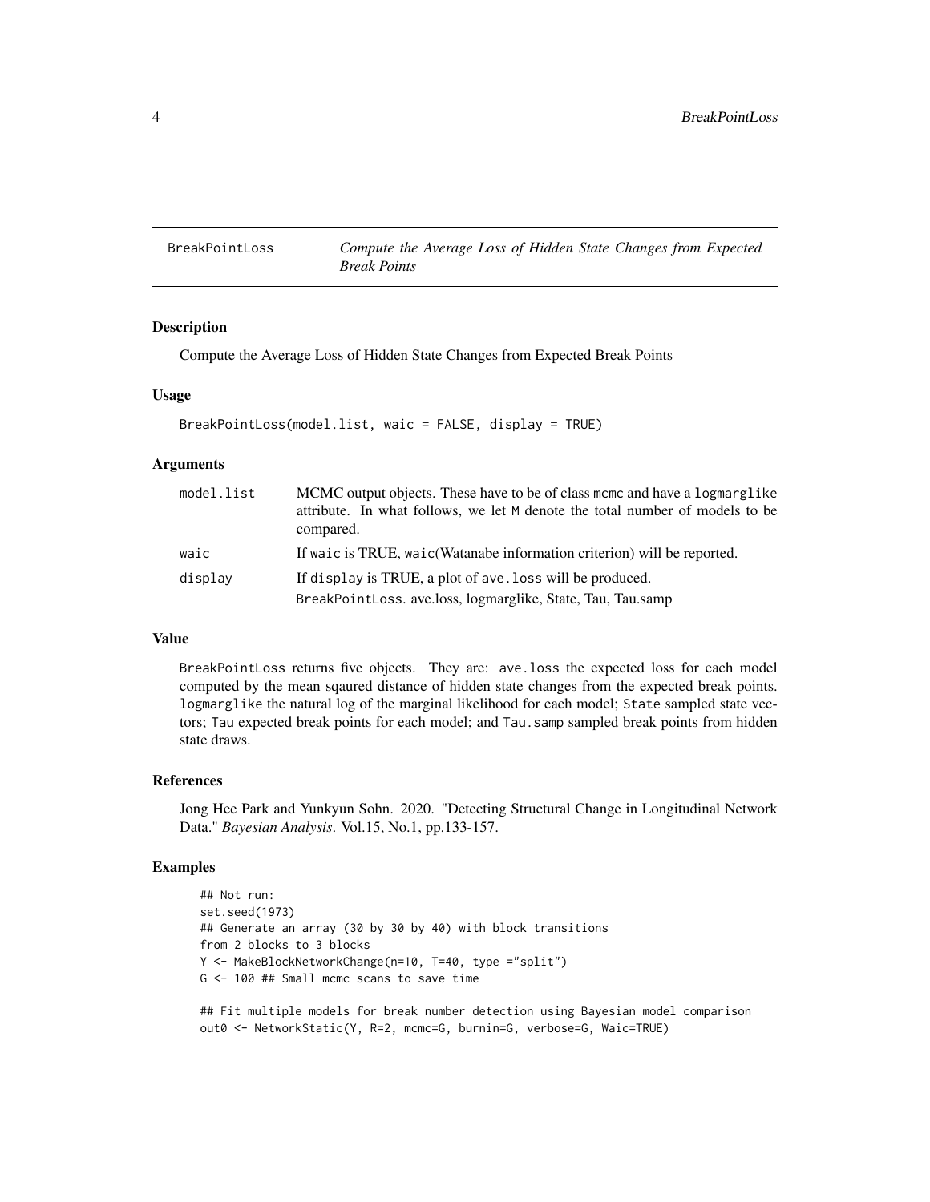# BreakPointLoss

*Compute the Average Loss of Hidden State Changes from Expected Break Points*

## Description

Compute the Average Loss of Hidden State Changes from Expected Break Points

## Usage

```
BreakPointLoss(model.list, waic = FALSE, display = TRUE)
```

## Arguments

| | |
|---|---|
| model.list | MCMC output objects. These have to be of class mcmc and have a logmarglike attribute. In what follows, we let M denote the total number of models to be compared. |
| waic | If waic is TRUE, waic(Watanabe information criterion) will be reported. |
| display | If display is TRUE, a plot of ave.loss will be produced. BreakPointLoss. ave.loss, logmarglike, State, Tau, Tau.samp |

## Value

BreakPointLoss returns five objects. They are: ave.loss the expected loss for each model computed by the mean sqaured distance of hidden state changes from the expected break points. logmarglike the natural log of the marginal likelihood for each model; State sampled state vectors; Tau expected break points for each model; and Tau.samp sampled break points from hidden state draws.

## References

Jong Hee Park and Yunkyun Sohn. 2020. "Detecting Structural Change in Longitudinal Network Data." *Bayesian Analysis*. Vol.15, No.1, pp.133-157.

## Examples

```
## Not run:
set.seed(1973)
## Generate an array (30 by 30 by 40) with block transitions
from 2 blocks to 3 blocks
Y <- MakeBlockNetworkChange(n=10, T=40, type ="split")
G <- 100 ## Small mcmc scans to save time

## Fit multiple models for break number detection using Bayesian model comparison
out0 <- NetworkStatic(Y, R=2, mcmc=G, burnin=G, verbose=G, Waic=TRUE)
```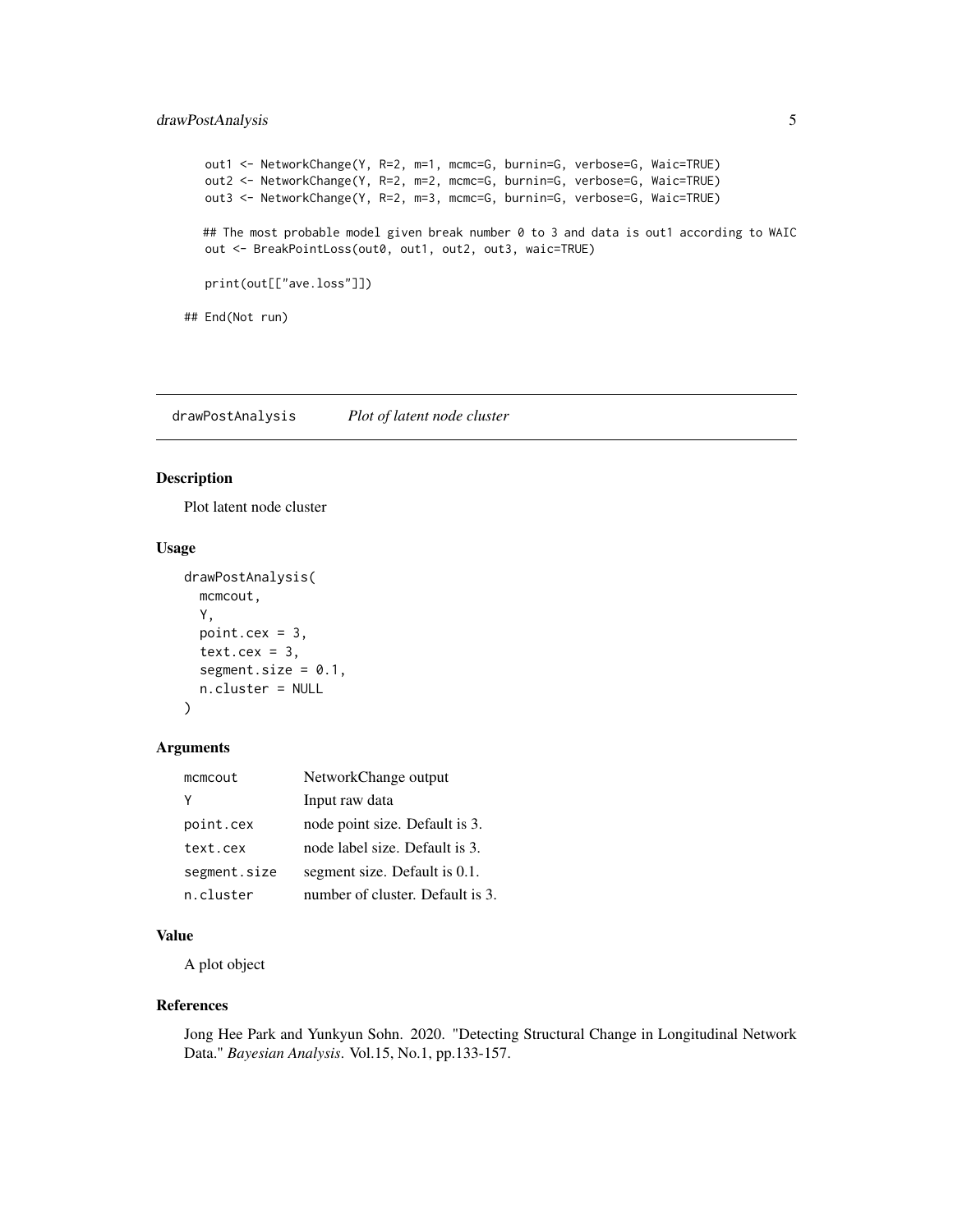```
    out1 <- NetworkChange(Y, R=2, m=1, mcmc=G, burnin=G, verbose=G, Waic=TRUE)
    out2 <- NetworkChange(Y, R=2, m=2, mcmc=G, burnin=G, verbose=G, Waic=TRUE)
    out3 <- NetworkChange(Y, R=2, m=3, mcmc=G, burnin=G, verbose=G, Waic=TRUE)

   ## The most probable model given break number 0 to 3 and data is out1 according to WAIC
    out <- BreakPointLoss(out0, out1, out2, out3, waic=TRUE)

    print(out[["ave.loss"]])

## End(Not run)
```

## drawPostAnalysis *Plot of latent node cluster*

### Description

Plot latent node cluster

### Usage

```
drawPostAnalysis(
  mcmcout,
  Y,
  point.cex = 3,
  text.cex = 3,
  segment.size = 0.1,
  n.cluster = NULL
)
```

### Arguments

| | |
|---|---|
| mcmcout | NetworkChange output |
| Y | Input raw data |
| point.cex | node point size. Default is 3. |
| text.cex | node label size. Default is 3. |
| segment.size | segment size. Default is 0.1. |
| n.cluster | number of cluster. Default is 3. |

### Value

A plot object

### References

Jong Hee Park and Yunkyun Sohn. 2020. "Detecting Structural Change in Longitudinal Network Data." *Bayesian Analysis*. Vol.15, No.1, pp.133-157.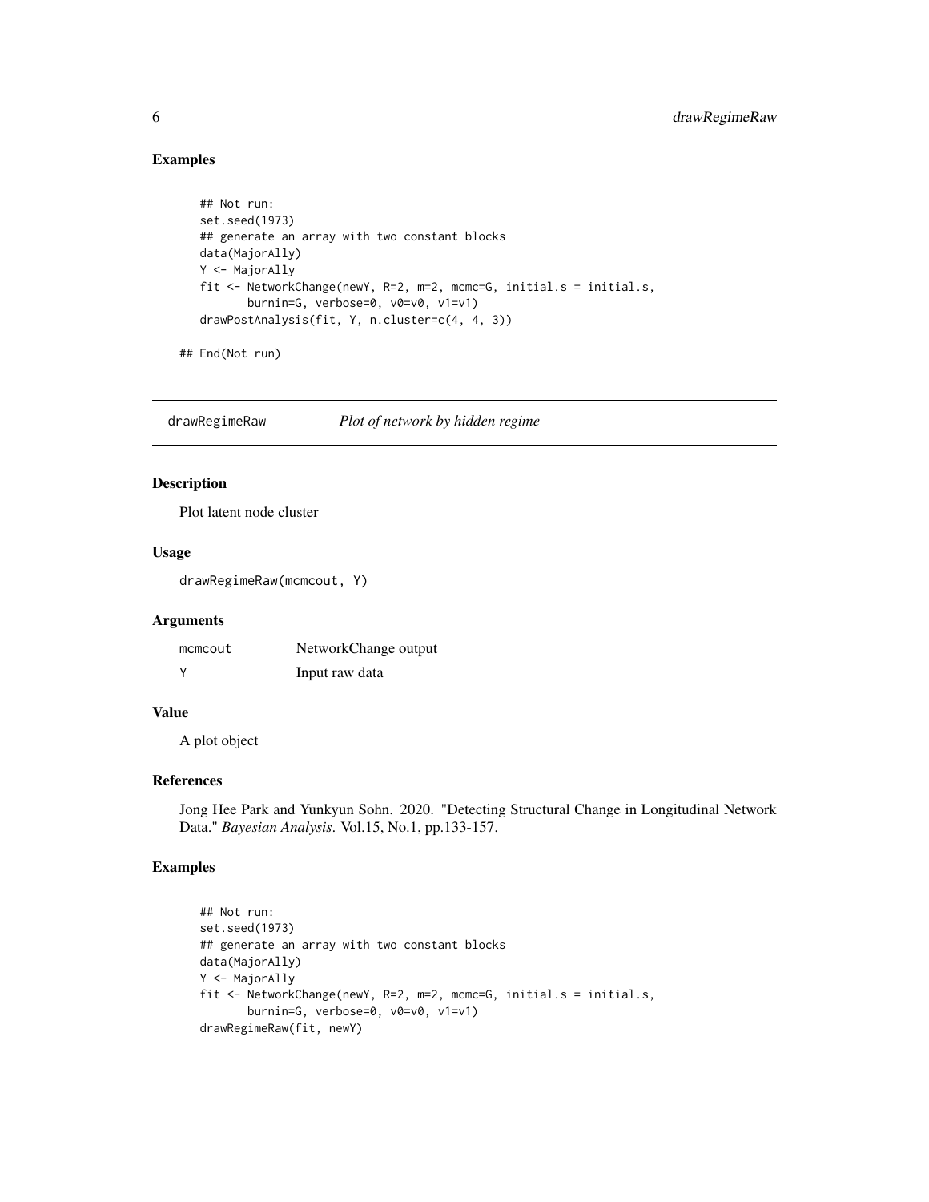## Examples

```
## Not run:
set.seed(1973)
## generate an array with two constant blocks
data(MajorAlly)
Y <- MajorAlly
fit <- NetworkChange(newY, R=2, m=2, mcmc=G, initial.s = initial.s,
       burnin=G, verbose=0, v0=v0, v1=v1)
drawPostAnalysis(fit, Y, n.cluster=c(4, 4, 3))

## End(Not run)
```

---

# drawRegimeRaw    *Plot of network by hidden regime*

## Description

Plot latent node cluster

## Usage

```
drawRegimeRaw(mcmcout, Y)
```

## Arguments

| | |
|---|---|
| mcmcout | NetworkChange output |
| Y | Input raw data |

## Value

A plot object

## References

Jong Hee Park and Yunkyun Sohn. 2020. "Detecting Structural Change in Longitudinal Network Data." *Bayesian Analysis*. Vol.15, No.1, pp.133-157.

## Examples

```
## Not run:
set.seed(1973)
## generate an array with two constant blocks
data(MajorAlly)
Y <- MajorAlly
fit <- NetworkChange(newY, R=2, m=2, mcmc=G, initial.s = initial.s,
       burnin=G, verbose=0, v0=v0, v1=v1)
drawRegimeRaw(fit, newY)
```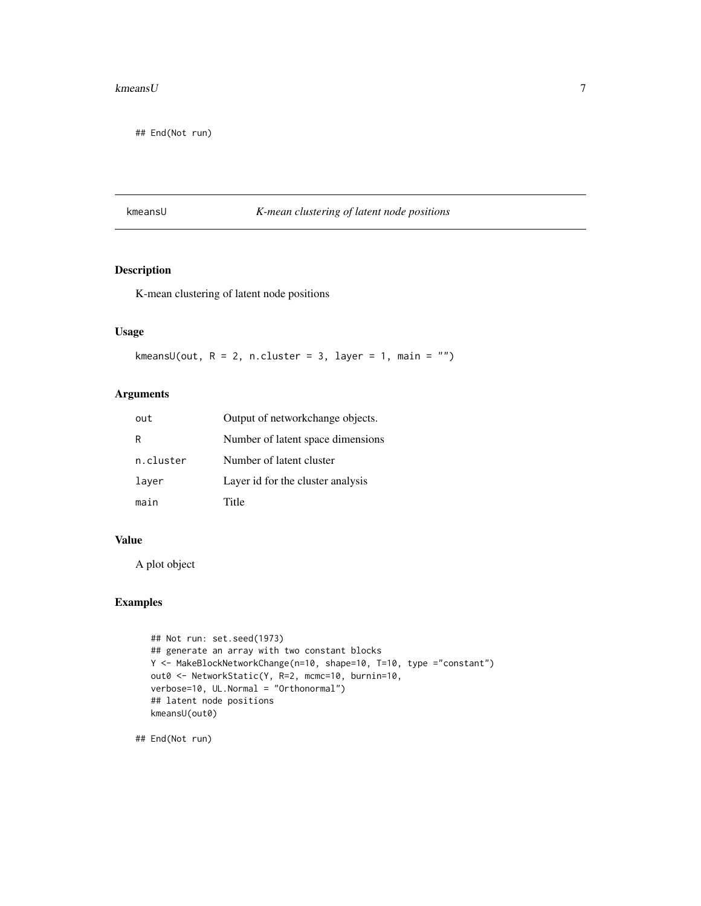```
## End(Not run)
```

## kmeansU *K-mean clustering of latent node positions*

### Description

K-mean clustering of latent node positions

### Usage

```
kmeansU(out, R = 2, n.cluster = 3, layer = 1, main = "")
```

### Arguments

| | |
|---|---|
| out | Output of networkchange objects. |
| R | Number of latent space dimensions |
| n.cluster | Number of latent cluster |
| layer | Layer id for the cluster analysis |
| main | Title |

### Value

A plot object

### Examples

```
## Not run: set.seed(1973)
## generate an array with two constant blocks
Y <- MakeBlockNetworkChange(n=10, shape=10, T=10, type ="constant")
out0 <- NetworkStatic(Y, R=2, mcmc=10, burnin=10,
verbose=10, UL.Normal = "Orthonormal")
## latent node positions
kmeansU(out0)

## End(Not run)
```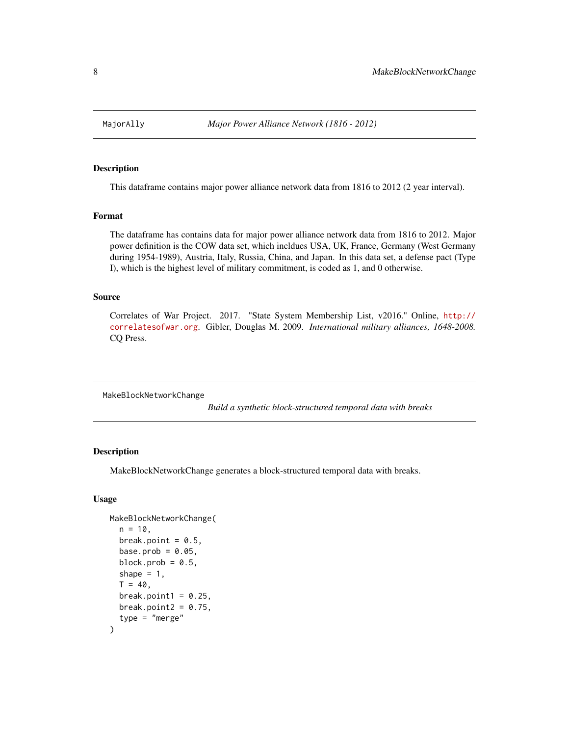## MajorAlly — *Major Power Alliance Network (1816 - 2012)*

### Description

This dataframe contains major power alliance network data from 1816 to 2012 (2 year interval).

### Format

The dataframe has contains data for major power alliance network data from 1816 to 2012. Major power definition is the COW data set, which incldues USA, UK, France, Germany (West Germany during 1954-1989), Austria, Italy, Russia, China, and Japan. In this data set, a defense pact (Type I), which is the highest level of military commitment, is coded as 1, and 0 otherwise.

### Source

Correlates of War Project. 2017. "State System Membership List, v2016." Online, http://correlatesofwar.org. Gibler, Douglas M. 2009. *International military alliances, 1648-2008.* CQ Press.

## MakeBlockNetworkChange — *Build a synthetic block-structured temporal data with breaks*

### Description

MakeBlockNetworkChange generates a block-structured temporal data with breaks.

### Usage

```
MakeBlockNetworkChange(
  n = 10,
  break.point = 0.5,
  base.prob = 0.05,
  block.prob = 0.5,
  shape = 1,
  T = 40,
  break.point1 = 0.25,
  break.point2 = 0.75,
  type = "merge"
)
```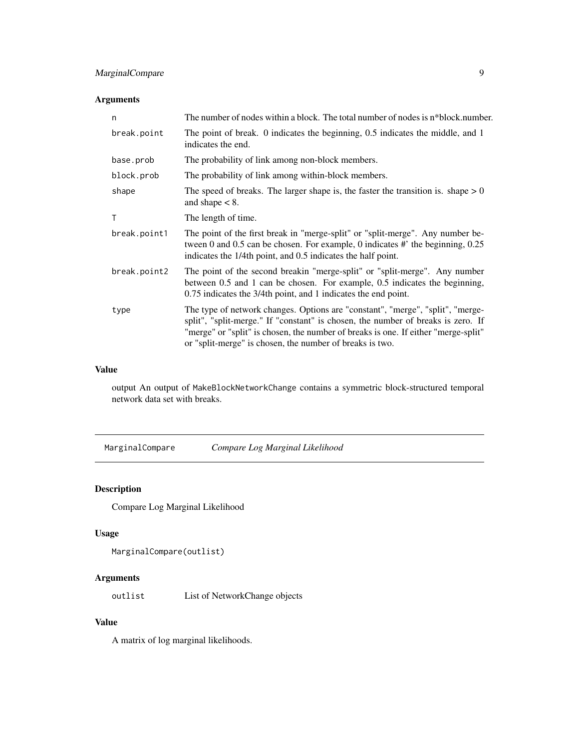### Arguments

| | |
|---|---|
| n | The number of nodes within a block. The total number of nodes is n*block.number. |
| break.point | The point of break. 0 indicates the beginning, 0.5 indicates the middle, and 1 indicates the end. |
| base.prob | The probability of link among non-block members. |
| block.prob | The probability of link among within-block members. |
| shape | The speed of breaks. The larger shape is, the faster the transition is. shape > 0 and shape < 8. |
| T | The length of time. |
| break.point1 | The point of the first break in "merge-split" or "split-merge". Any number between 0 and 0.5 can be chosen. For example, 0 indicates #' the beginning, 0.25 indicates the 1/4th point, and 0.5 indicates the half point. |
| break.point2 | The point of the second breakin "merge-split" or "split-merge". Any number between 0.5 and 1 can be chosen. For example, 0.5 indicates the beginning, 0.75 indicates the 3/4th point, and 1 indicates the end point. |
| type | The type of network changes. Options are "constant", "merge", "split", "merge-split", "split-merge." If "constant" is chosen, the number of breaks is zero. If "merge" or "split" is chosen, the number of breaks is one. If either "merge-split" or "split-merge" is chosen, the number of breaks is two. |

### Value

output An output of `MakeBlockNetworkChange` contains a symmetric block-structured temporal network data set with breaks.

---

## MarginalCompare — *Compare Log Marginal Likelihood*

### Description

Compare Log Marginal Likelihood

### Usage

```
MarginalCompare(outlist)
```

### Arguments

| | |
|---|---|
| outlist | List of NetworkChange objects |

### Value

A matrix of log marginal likelihoods.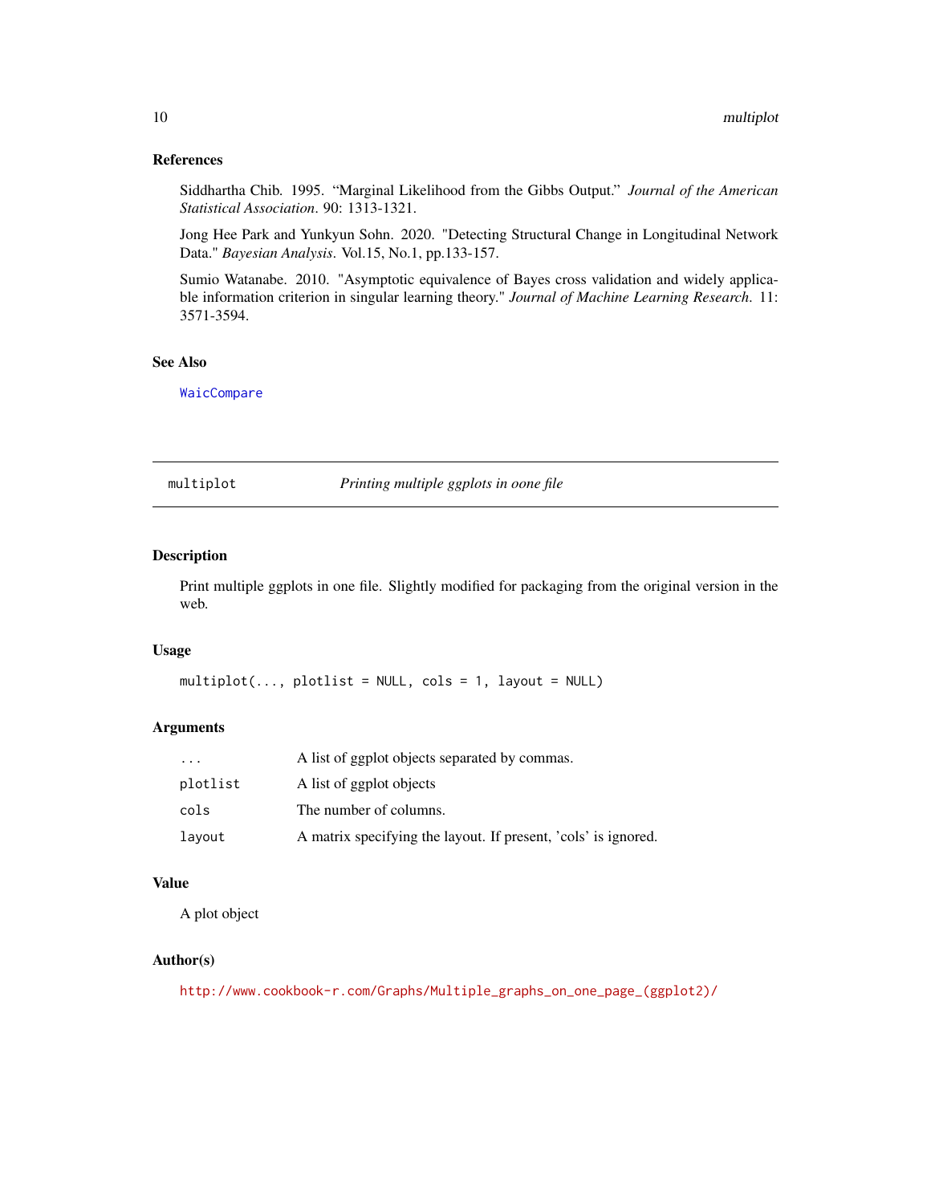## References

Siddhartha Chib. 1995. "Marginal Likelihood from the Gibbs Output." *Journal of the American Statistical Association*. 90: 1313-1321.

Jong Hee Park and Yunkyun Sohn. 2020. "Detecting Structural Change in Longitudinal Network Data." *Bayesian Analysis*. Vol.15, No.1, pp.133-157.

Sumio Watanabe. 2010. "Asymptotic equivalence of Bayes cross validation and widely applicable information criterion in singular learning theory." *Journal of Machine Learning Research*. 11: 3571-3594.

## See Also

`WaicCompare`

---

# multiplot — *Printing multiple ggplots in oone file*

## Description

Print multiple ggplots in one file. Slightly modified for packaging from the original version in the web.

## Usage

```
multiplot(..., plotlist = NULL, cols = 1, layout = NULL)
```

## Arguments

| | |
|---|---|
| `...` | A list of ggplot objects separated by commas. |
| `plotlist` | A list of ggplot objects |
| `cols` | The number of columns. |
| `layout` | A matrix specifying the layout. If present, 'cols' is ignored. |

## Value

A plot object

## Author(s)

http://www.cookbook-r.com/Graphs/Multiple_graphs_on_one_page_(ggplot2)/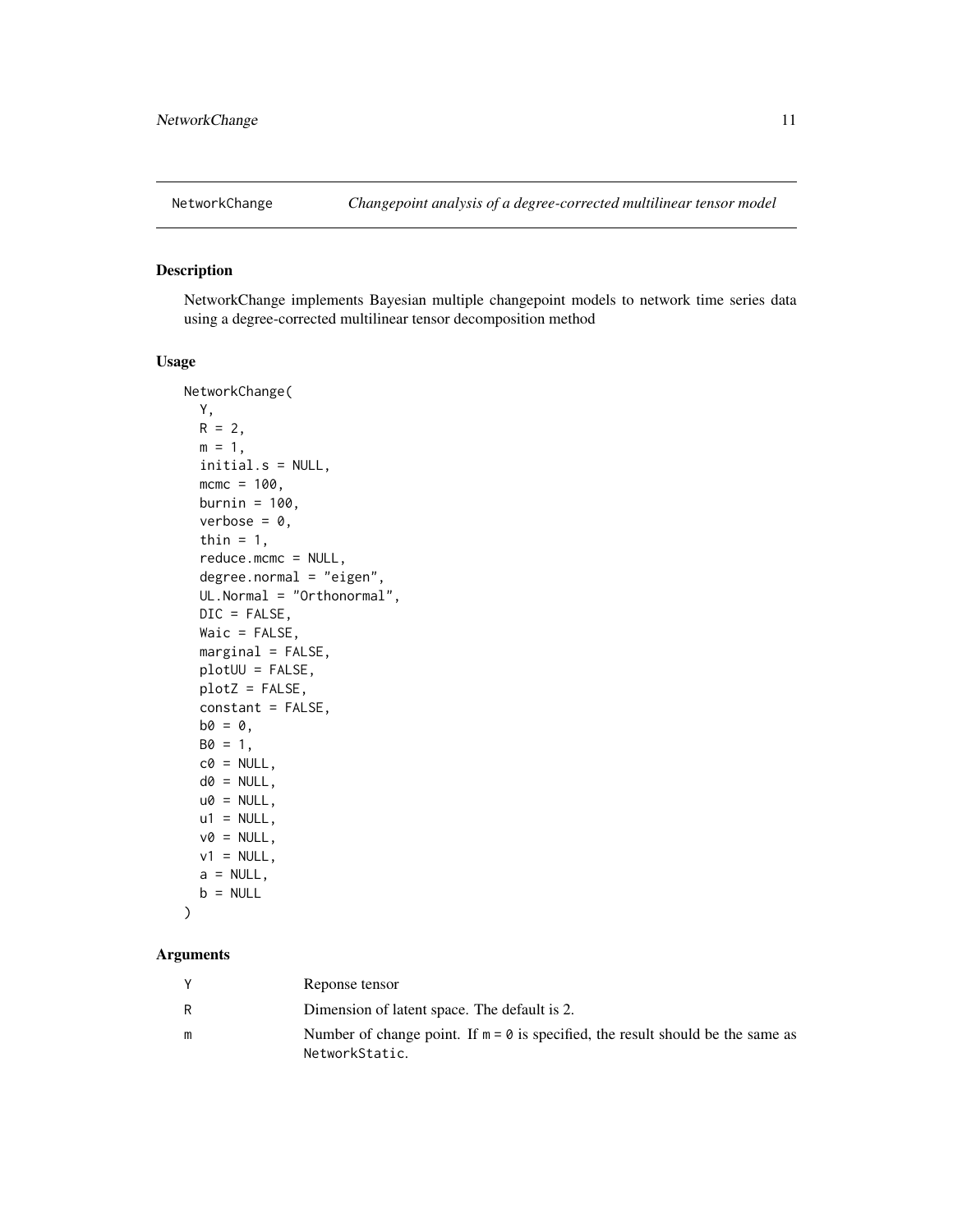NetworkChange    *Changepoint analysis of a degree-corrected multilinear tensor model*

## Description

NetworkChange implements Bayesian multiple changepoint models to network time series data using a degree-corrected multilinear tensor decomposition method

## Usage

```
NetworkChange(
  Y,
  R = 2,
  m = 1,
  initial.s = NULL,
  mcmc = 100,
  burnin = 100,
  verbose = 0,
  thin = 1,
  reduce.mcmc = NULL,
  degree.normal = "eigen",
  UL.Normal = "Orthonormal",
  DIC = FALSE,
  Waic = FALSE,
  marginal = FALSE,
  plotUU = FALSE,
  plotZ = FALSE,
  constant = FALSE,
  b0 = 0,
  B0 = 1,
  c0 = NULL,
  d0 = NULL,
  u0 = NULL,
  u1 = NULL,
  v0 = NULL,
  v1 = NULL,
  a = NULL,
  b = NULL
)
```

## Arguments

| | |
|---|---|
| Y | Reponse tensor |
| R | Dimension of latent space. The default is 2. |
| m | Number of change point. If `m = 0` is specified, the result should be the same as `NetworkStatic`. |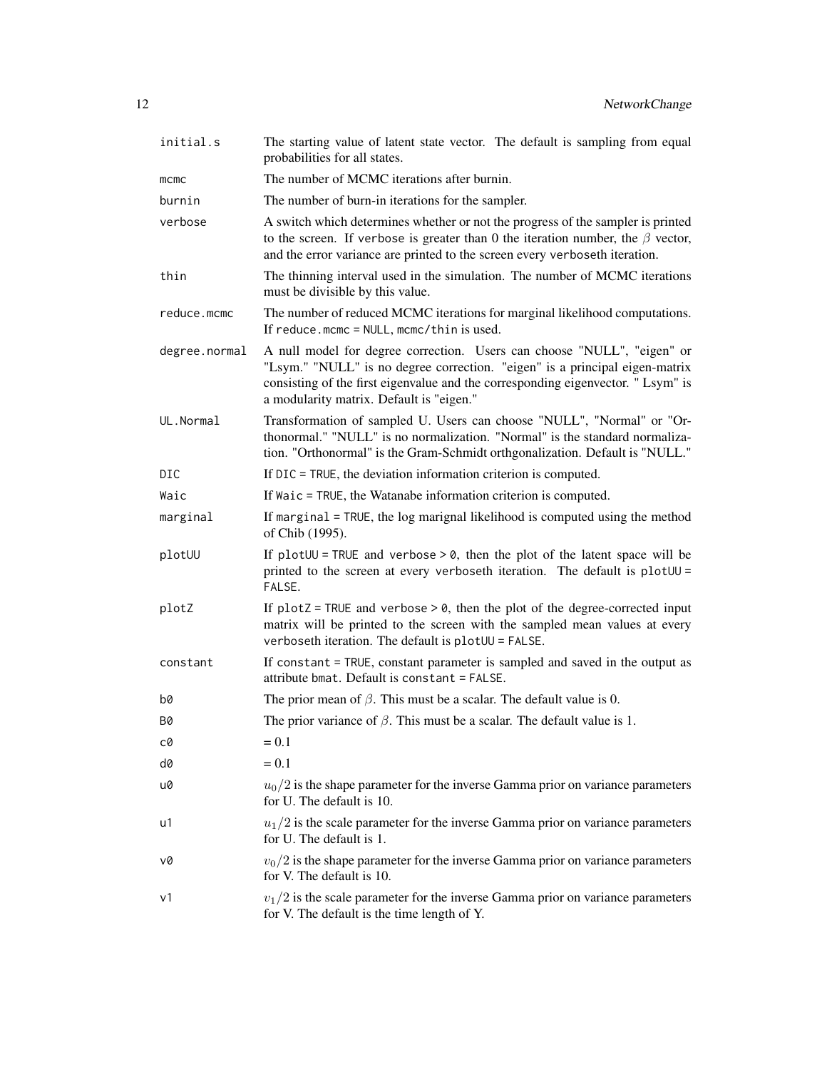| | |
|---|---|
| `initial.s` | The starting value of latent state vector. The default is sampling from equal probabilities for all states. |
| `mcmc` | The number of MCMC iterations after burnin. |
| `burnin` | The number of burn-in iterations for the sampler. |
| `verbose` | A switch which determines whether or not the progress of the sampler is printed to the screen. If `verbose` is greater than 0 the iteration number, the $\beta$ vector, and the error variance are printed to the screen every `verbose`th iteration. |
| `thin` | The thinning interval used in the simulation. The number of MCMC iterations must be divisible by this value. |
| `reduce.mcmc` | The number of reduced MCMC iterations for marginal likelihood computations. If `reduce.mcmc = NULL`, `mcmc/thin` is used. |
| `degree.normal` | A null model for degree correction. Users can choose "NULL", "eigen" or "Lsym." "NULL" is no degree correction. "eigen" is a principal eigen-matrix consisting of the first eigenvalue and the corresponding eigenvector. " Lsym" is a modularity matrix. Default is "eigen." |
| `UL.Normal` | Transformation of sampled U. Users can choose "NULL", "Normal" or "Orthonormal." "NULL" is no normalization. "Normal" is the standard normalization. "Orthonormal" is the Gram-Schmidt orthgonalization. Default is "NULL." |
| `DIC` | If `DIC = TRUE`, the deviation information criterion is computed. |
| `Waic` | If `Waic = TRUE`, the Watanabe information criterion is computed. |
| `marginal` | If `marginal = TRUE`, the log marignal likelihood is computed using the method of Chib (1995). |
| `plotUU` | If `plotUU = TRUE` and `verbose > 0`, then the plot of the latent space will be printed to the screen at every `verbose`th iteration. The default is `plotUU = FALSE`. |
| `plotZ` | If `plotZ = TRUE` and `verbose > 0`, then the plot of the degree-corrected input matrix will be printed to the screen with the sampled mean values at every `verbose`th iteration. The default is `plotUU = FALSE`. |
| `constant` | If `constant = TRUE`, constant parameter is sampled and saved in the output as attribute `bmat`. Default is `constant = FALSE`. |
| `b0` | The prior mean of $\beta$. This must be a scalar. The default value is 0. |
| `B0` | The prior variance of $\beta$. This must be a scalar. The default value is 1. |
| `c0` | = 0.1 |
| `d0` | = 0.1 |
| `u0` | $u_0/2$ is the shape parameter for the inverse Gamma prior on variance parameters for U. The default is 10. |
| `u1` | $u_1/2$ is the scale parameter for the inverse Gamma prior on variance parameters for U. The default is 1. |
| `v0` | $v_0/2$ is the shape parameter for the inverse Gamma prior on variance parameters for V. The default is 10. |
| `v1` | $v_1/2$ is the scale parameter for the inverse Gamma prior on variance parameters for V. The default is the time length of Y. |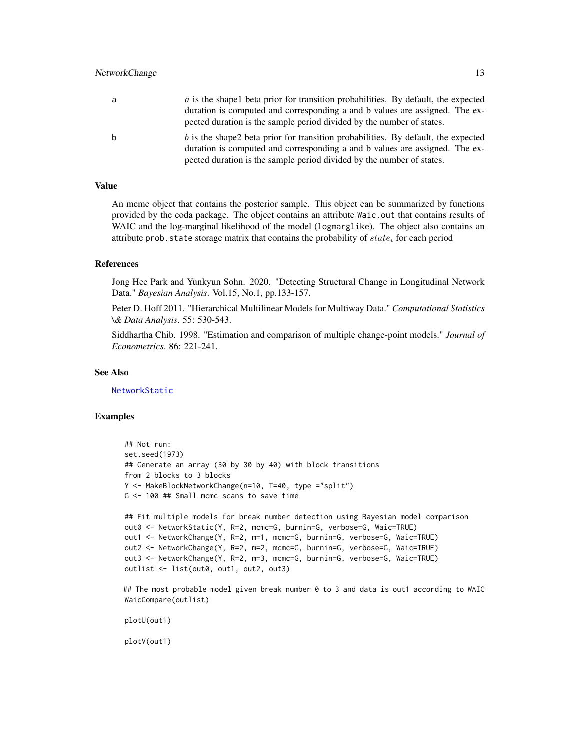| | |
|---|---|
| a | $a$ is the shape1 beta prior for transition probabilities. By default, the expected duration is computed and corresponding a and b values are assigned. The expected duration is the sample period divided by the number of states. |
| b | $b$ is the shape2 beta prior for transition probabilities. By default, the expected duration is computed and corresponding a and b values are assigned. The expected duration is the sample period divided by the number of states. |

## Value

An mcmc object that contains the posterior sample. This object can be summarized by functions provided by the coda package. The object contains an attribute `Waic.out` that contains results of WAIC and the log-marginal likelihood of the model (`logmarglike`). The object also contains an attribute `prob.state` storage matrix that contains the probability of $state_i$ for each period

## References

Jong Hee Park and Yunkyun Sohn. 2020. "Detecting Structural Change in Longitudinal Network Data." *Bayesian Analysis*. Vol.15, No.1, pp.133-157.

Peter D. Hoff 2011. "Hierarchical Multilinear Models for Multiway Data." *Computational Statistics \& Data Analysis*. 55: 530-543.

Siddhartha Chib. 1998. "Estimation and comparison of multiple change-point models." *Journal of Econometrics*. 86: 221-241.

## See Also

NetworkStatic

## Examples

```
## Not run:
set.seed(1973)
## Generate an array (30 by 30 by 40) with block transitions
from 2 blocks to 3 blocks
Y <- MakeBlockNetworkChange(n=10, T=40, type ="split")
G <- 100 ## Small mcmc scans to save time

## Fit multiple models for break number detection using Bayesian model comparison
out0 <- NetworkStatic(Y, R=2, mcmc=G, burnin=G, verbose=G, Waic=TRUE)
out1 <- NetworkChange(Y, R=2, m=1, mcmc=G, burnin=G, verbose=G, Waic=TRUE)
out2 <- NetworkChange(Y, R=2, m=2, mcmc=G, burnin=G, verbose=G, Waic=TRUE)
out3 <- NetworkChange(Y, R=2, m=3, mcmc=G, burnin=G, verbose=G, Waic=TRUE)
outlist <- list(out0, out1, out2, out3)

## The most probable model given break number 0 to 3 and data is out1 according to WAIC
WaicCompare(outlist)

plotU(out1)

plotV(out1)
```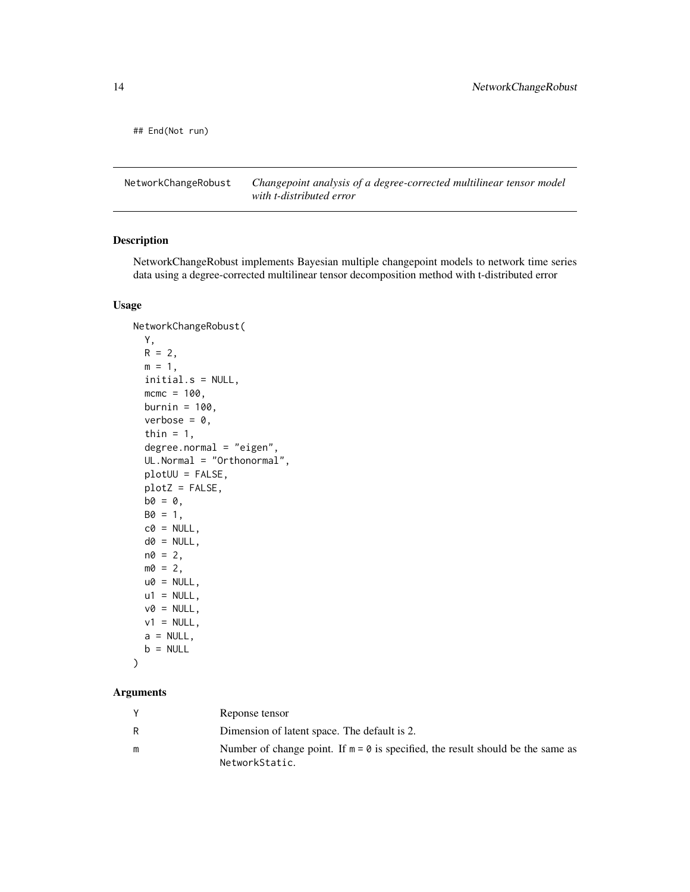```
## End(Not run)
```

---

## NetworkChangeRobust — *Changepoint analysis of a degree-corrected multilinear tensor model with t-distributed error*

---

### Description

NetworkChangeRobust implements Bayesian multiple changepoint models to network time series data using a degree-corrected multilinear tensor decomposition method with t-distributed error

### Usage

```
NetworkChangeRobust(
  Y,
  R = 2,
  m = 1,
  initial.s = NULL,
  mcmc = 100,
  burnin = 100,
  verbose = 0,
  thin = 1,
  degree.normal = "eigen",
  UL.Normal = "Orthonormal",
  plotUU = FALSE,
  plotZ = FALSE,
  b0 = 0,
  B0 = 1,
  c0 = NULL,
  d0 = NULL,
  n0 = 2,
  m0 = 2,
  u0 = NULL,
  u1 = NULL,
  v0 = NULL,
  v1 = NULL,
  a = NULL,
  b = NULL
)
```

### Arguments

| | |
|---|---|
| `Y` | Reponse tensor |
| `R` | Dimension of latent space. The default is 2. |
| `m` | Number of change point. If `m = 0` is specified, the result should be the same as `NetworkStatic`. |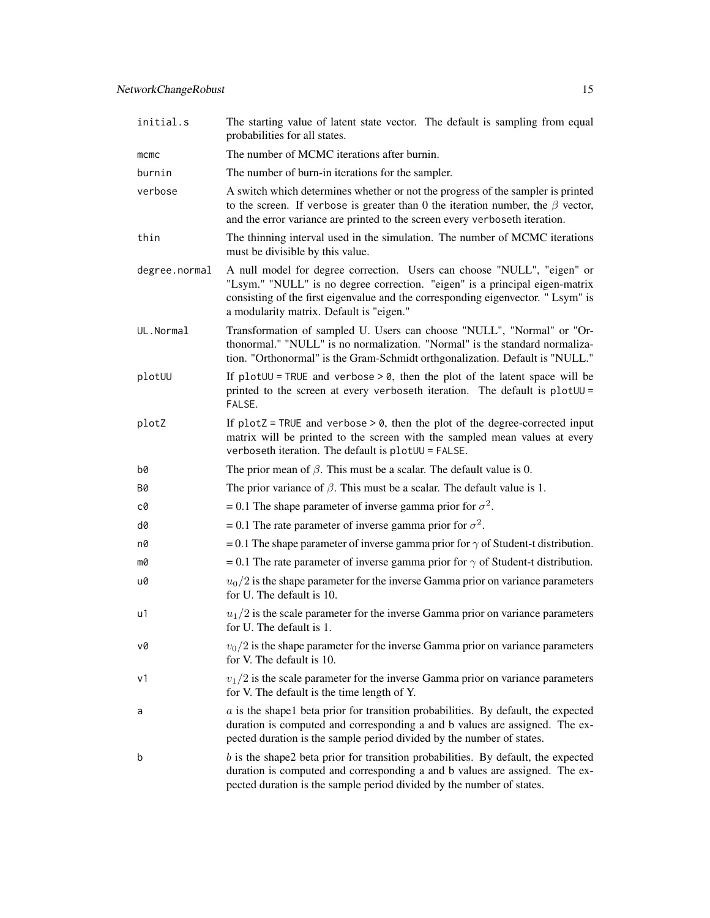| | |
|---|---|
| `initial.s` | The starting value of latent state vector. The default is sampling from equal probabilities for all states. |
| `mcmc` | The number of MCMC iterations after burnin. |
| `burnin` | The number of burn-in iterations for the sampler. |
| `verbose` | A switch which determines whether or not the progress of the sampler is printed to the screen. If `verbose` is greater than 0 the iteration number, the $\beta$ vector, and the error variance are printed to the screen every `verbose`th iteration. |
| `thin` | The thinning interval used in the simulation. The number of MCMC iterations must be divisible by this value. |
| `degree.normal` | A null model for degree correction. Users can choose "NULL", "eigen" or "Lsym." "NULL" is no degree correction. "eigen" is a principal eigen-matrix consisting of the first eigenvalue and the corresponding eigenvector. " Lsym" is a modularity matrix. Default is "eigen." |
| `UL.Normal` | Transformation of sampled U. Users can choose "NULL", "Normal" or "Orthonormal." "NULL" is no normalization. "Normal" is the standard normalization. "Orthonormal" is the Gram-Schmidt orthgonalization. Default is "NULL." |
| `plotUU` | If `plotUU = TRUE` and `verbose > 0`, then the plot of the latent space will be printed to the screen at every `verbose`th iteration. The default is `plotUU = FALSE`. |
| `plotZ` | If `plotZ = TRUE` and `verbose > 0`, then the plot of the degree-corrected input matrix will be printed to the screen with the sampled mean values at every `verbose`th iteration. The default is `plotUU = FALSE`. |
| `b0` | The prior mean of $\beta$. This must be a scalar. The default value is 0. |
| `B0` | The prior variance of $\beta$. This must be a scalar. The default value is 1. |
| `c0` | = 0.1 The shape parameter of inverse gamma prior for $\sigma^2$. |
| `d0` | = 0.1 The rate parameter of inverse gamma prior for $\sigma^2$. |
| `n0` | = 0.1 The shape parameter of inverse gamma prior for $\gamma$ of Student-t distribution. |
| `m0` | = 0.1 The rate parameter of inverse gamma prior for $\gamma$ of Student-t distribution. |
| `u0` | $u_0/2$ is the shape parameter for the inverse Gamma prior on variance parameters for U. The default is 10. |
| `u1` | $u_1/2$ is the scale parameter for the inverse Gamma prior on variance parameters for U. The default is 1. |
| `v0` | $v_0/2$ is the shape parameter for the inverse Gamma prior on variance parameters for V. The default is 10. |
| `v1` | $v_1/2$ is the scale parameter for the inverse Gamma prior on variance parameters for V. The default is the time length of Y. |
| `a` | $a$ is the shape1 beta prior for transition probabilities. By default, the expected duration is computed and corresponding a and b values are assigned. The expected duration is the sample period divided by the number of states. |
| `b` | $b$ is the shape2 beta prior for transition probabilities. By default, the expected duration is computed and corresponding a and b values are assigned. The expected duration is the sample period divided by the number of states. |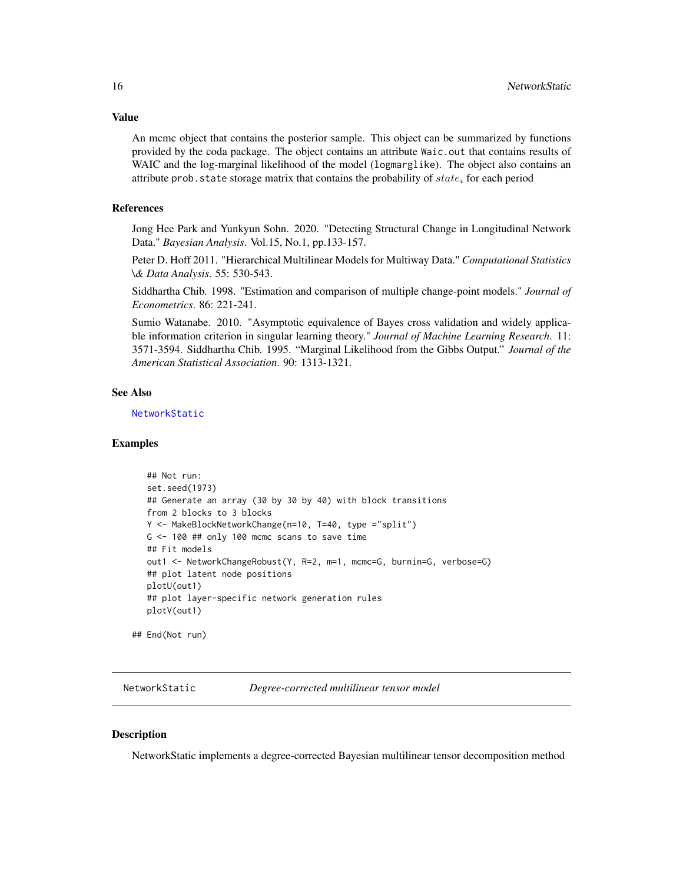### Value

An mcmc object that contains the posterior sample. This object can be summarized by functions provided by the coda package. The object contains an attribute `Waic.out` that contains results of WAIC and the log-marginal likelihood of the model (`logmarglike`). The object also contains an attribute `prob.state` storage matrix that contains the probability of $state_i$ for each period

### References

Jong Hee Park and Yunkyun Sohn. 2020. "Detecting Structural Change in Longitudinal Network Data." *Bayesian Analysis*. Vol.15, No.1, pp.133-157.

Peter D. Hoff 2011. "Hierarchical Multilinear Models for Multiway Data." *Computational Statistics \& Data Analysis*. 55: 530-543.

Siddhartha Chib. 1998. "Estimation and comparison of multiple change-point models." *Journal of Econometrics*. 86: 221-241.

Sumio Watanabe. 2010. "Asymptotic equivalence of Bayes cross validation and widely applicable information criterion in singular learning theory." *Journal of Machine Learning Research*. 11: 3571-3594. Siddhartha Chib. 1995. "Marginal Likelihood from the Gibbs Output." *Journal of the American Statistical Association*. 90: 1313-1321.

### See Also

NetworkStatic

### Examples

```
    ## Not run:
    set.seed(1973)
    ## Generate an array (30 by 30 by 40) with block transitions
    from 2 blocks to 3 blocks
    Y <- MakeBlockNetworkChange(n=10, T=40, type ="split")
    G <- 100 ## only 100 mcmc scans to save time
    ## Fit models
    out1 <- NetworkChangeRobust(Y, R=2, m=1, mcmc=G, burnin=G, verbose=G)
    ## plot latent node positions
    plotU(out1)
    ## plot layer-specific network generation rules
    plotV(out1)

## End(Not run)
```

---

## NetworkStatic — *Degree-corrected multilinear tensor model*

### Description

NetworkStatic implements a degree-corrected Bayesian multilinear tensor decomposition method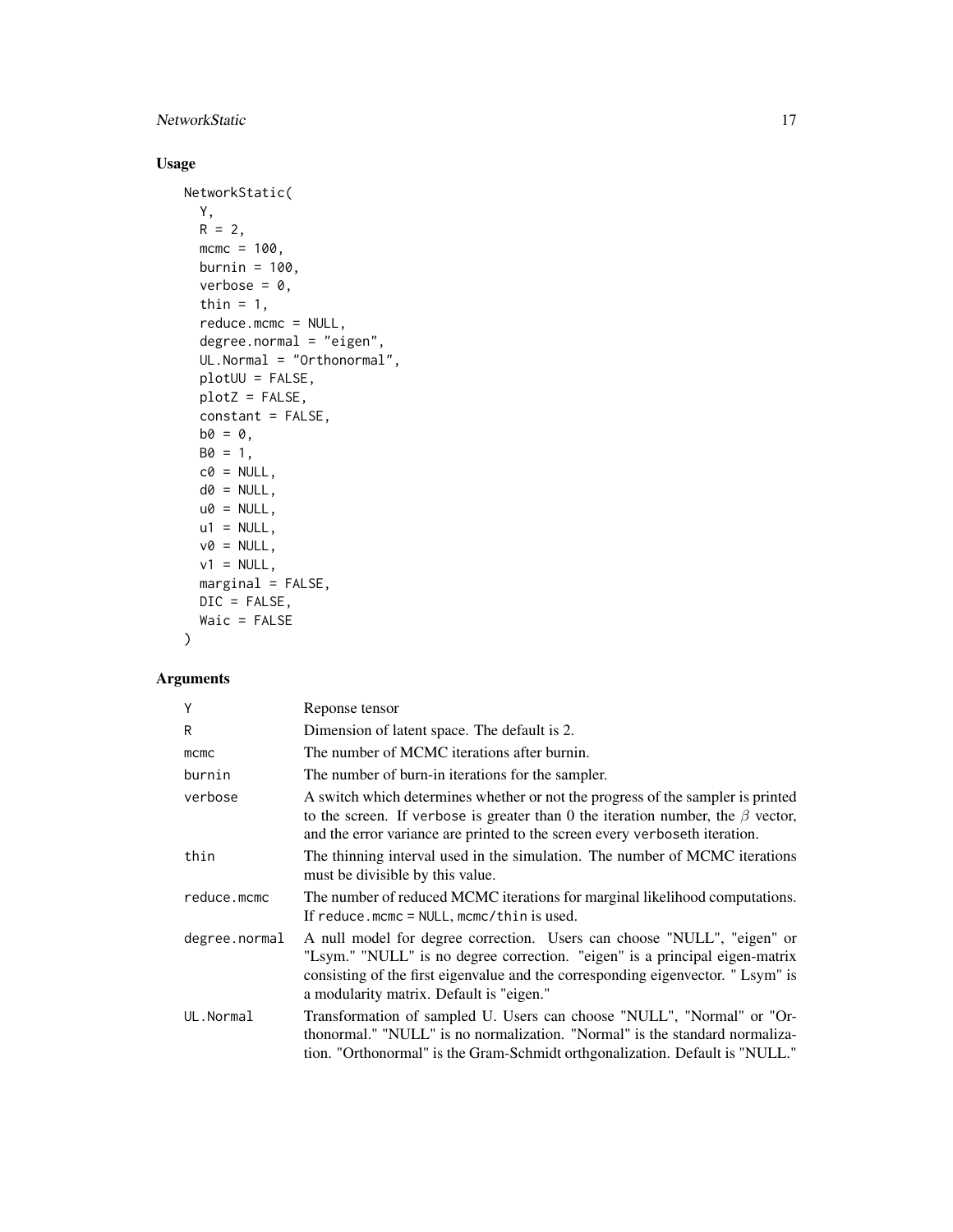## Usage

```
NetworkStatic(
  Y,
  R = 2,
  mcmc = 100,
  burnin = 100,
  verbose = 0,
  thin = 1,
  reduce.mcmc = NULL,
  degree.normal = "eigen",
  UL.Normal = "Orthonormal",
  plotUU = FALSE,
  plotZ = FALSE,
  constant = FALSE,
  b0 = 0,
  B0 = 1,
  c0 = NULL,
  d0 = NULL,
  u0 = NULL,
  u1 = NULL,
  v0 = NULL,
  v1 = NULL,
  marginal = FALSE,
  DIC = FALSE,
  Waic = FALSE
)
```

## Arguments

| Argument | Description |
|---|---|
| Y | Reponse tensor |
| R | Dimension of latent space. The default is 2. |
| mcmc | The number of MCMC iterations after burnin. |
| burnin | The number of burn-in iterations for the sampler. |
| verbose | A switch which determines whether or not the progress of the sampler is printed to the screen. If verbose is greater than 0 the iteration number, the $\beta$ vector, and the error variance are printed to the screen every verboseth iteration. |
| thin | The thinning interval used in the simulation. The number of MCMC iterations must be divisible by this value. |
| reduce.mcmc | The number of reduced MCMC iterations for marginal likelihood computations. If reduce.mcmc = NULL, mcmc/thin is used. |
| degree.normal | A null model for degree correction. Users can choose "NULL", "eigen" or "Lsym." "NULL" is no degree correction. "eigen" is a principal eigen-matrix consisting of the first eigenvalue and the corresponding eigenvector. " Lsym" is a modularity matrix. Default is "eigen." |
| UL.Normal | Transformation of sampled U. Users can choose "NULL", "Normal" or "Orthonormal." "NULL" is no normalization. "Normal" is the standard normalization. "Orthonormal" is the Gram-Schmidt orthgonalization. Default is "NULL." |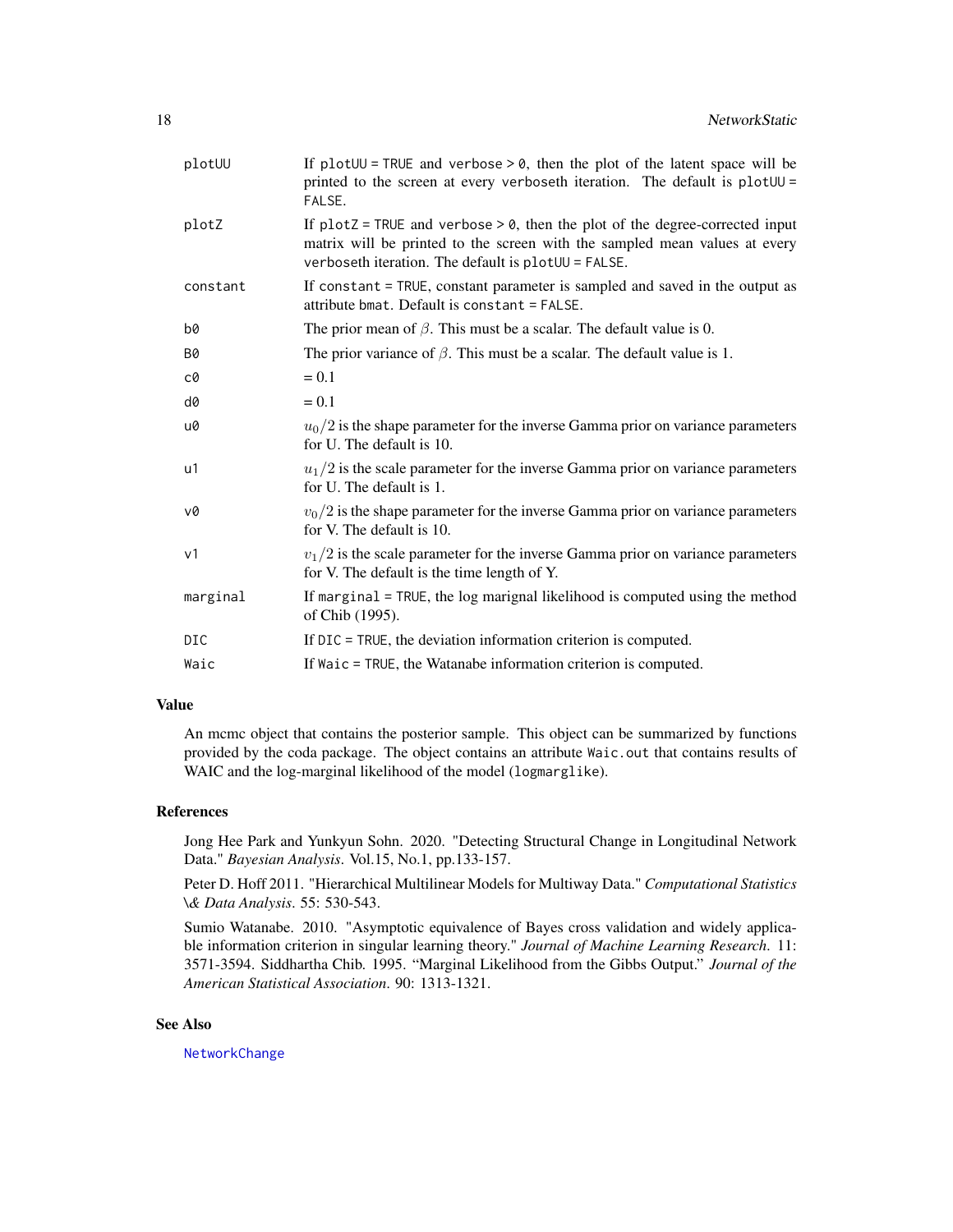| | |
|---|---|
| `plotUU` | If `plotUU = TRUE` and `verbose > 0`, then the plot of the latent space will be printed to the screen at every `verbose`th iteration. The default is `plotUU = FALSE`. |
| `plotZ` | If `plotZ = TRUE` and `verbose > 0`, then the plot of the degree-corrected input matrix will be printed to the screen with the sampled mean values at every `verbose`th iteration. The default is `plotUU = FALSE`. |
| `constant` | If `constant = TRUE`, constant parameter is sampled and saved in the output as attribute `bmat`. Default is `constant = FALSE`. |
| `b0` | The prior mean of $\beta$. This must be a scalar. The default value is 0. |
| `B0` | The prior variance of $\beta$. This must be a scalar. The default value is 1. |
| `c0` | = 0.1 |
| `d0` | = 0.1 |
| `u0` | $u_0/2$ is the shape parameter for the inverse Gamma prior on variance parameters for U. The default is 10. |
| `u1` | $u_1/2$ is the scale parameter for the inverse Gamma prior on variance parameters for U. The default is 1. |
| `v0` | $v_0/2$ is the shape parameter for the inverse Gamma prior on variance parameters for V. The default is 10. |
| `v1` | $v_1/2$ is the scale parameter for the inverse Gamma prior on variance parameters for V. The default is the time length of Y. |
| `marginal` | If `marginal = TRUE`, the log marignal likelihood is computed using the method of Chib (1995). |
| `DIC` | If `DIC = TRUE`, the deviation information criterion is computed. |
| `Waic` | If `Waic = TRUE`, the Watanabe information criterion is computed. |

## Value

An mcmc object that contains the posterior sample. This object can be summarized by functions provided by the coda package. The object contains an attribute `Waic.out` that contains results of WAIC and the log-marginal likelihood of the model (`logmarglike`).

## References

Jong Hee Park and Yunkyun Sohn. 2020. "Detecting Structural Change in Longitudinal Network Data." *Bayesian Analysis*. Vol.15, No.1, pp.133-157.

Peter D. Hoff 2011. "Hierarchical Multilinear Models for Multiway Data." *Computational Statistics \& Data Analysis*. 55: 530-543.

Sumio Watanabe. 2010. "Asymptotic equivalence of Bayes cross validation and widely applicable information criterion in singular learning theory." *Journal of Machine Learning Research*. 11: 3571-3594. Siddhartha Chib. 1995. "Marginal Likelihood from the Gibbs Output." *Journal of the American Statistical Association*. 90: 1313-1321.

## See Also

`NetworkChange`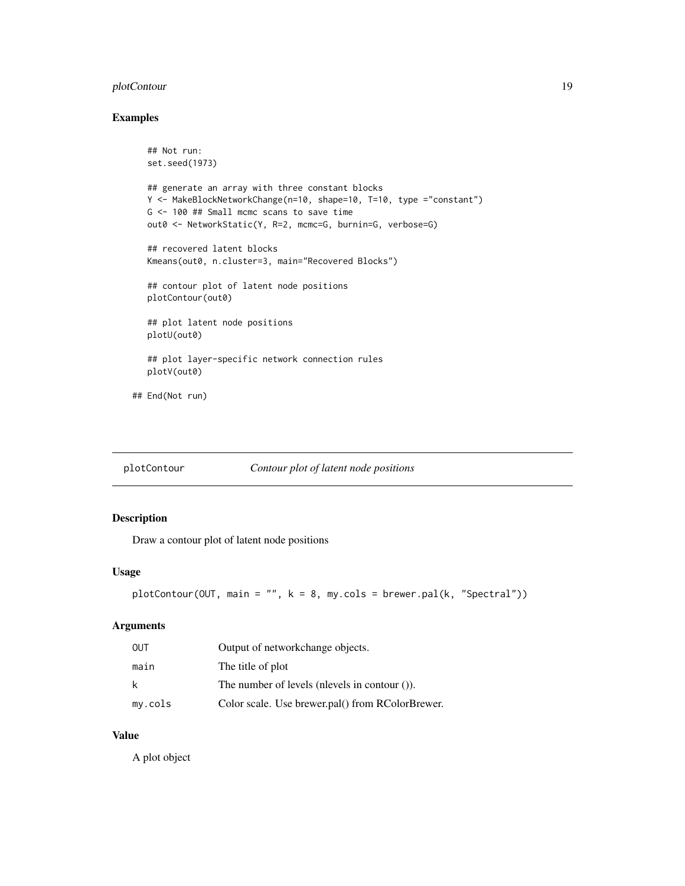## Examples

```
## Not run:
set.seed(1973)

## generate an array with three constant blocks
Y <- MakeBlockNetworkChange(n=10, shape=10, T=10, type ="constant")
G <- 100 ## Small mcmc scans to save time
out0 <- NetworkStatic(Y, R=2, mcmc=G, burnin=G, verbose=G)

## recovered latent blocks
Kmeans(out0, n.cluster=3, main="Recovered Blocks")

## contour plot of latent node positions
plotContour(out0)

## plot latent node positions
plotU(out0)

## plot layer-specific network connection rules
plotV(out0)

## End(Not run)
```

---

# plotContour — *Contour plot of latent node positions*

## Description

Draw a contour plot of latent node positions

## Usage

```
plotContour(OUT, main = "", k = 8, my.cols = brewer.pal(k, "Spectral"))
```

## Arguments

| | |
|---|---|
| `OUT` | Output of networkchange objects. |
| `main` | The title of plot |
| `k` | The number of levels (nlevels in contour ()). |
| `my.cols` | Color scale. Use brewer.pal() from RColorBrewer. |

## Value

A plot object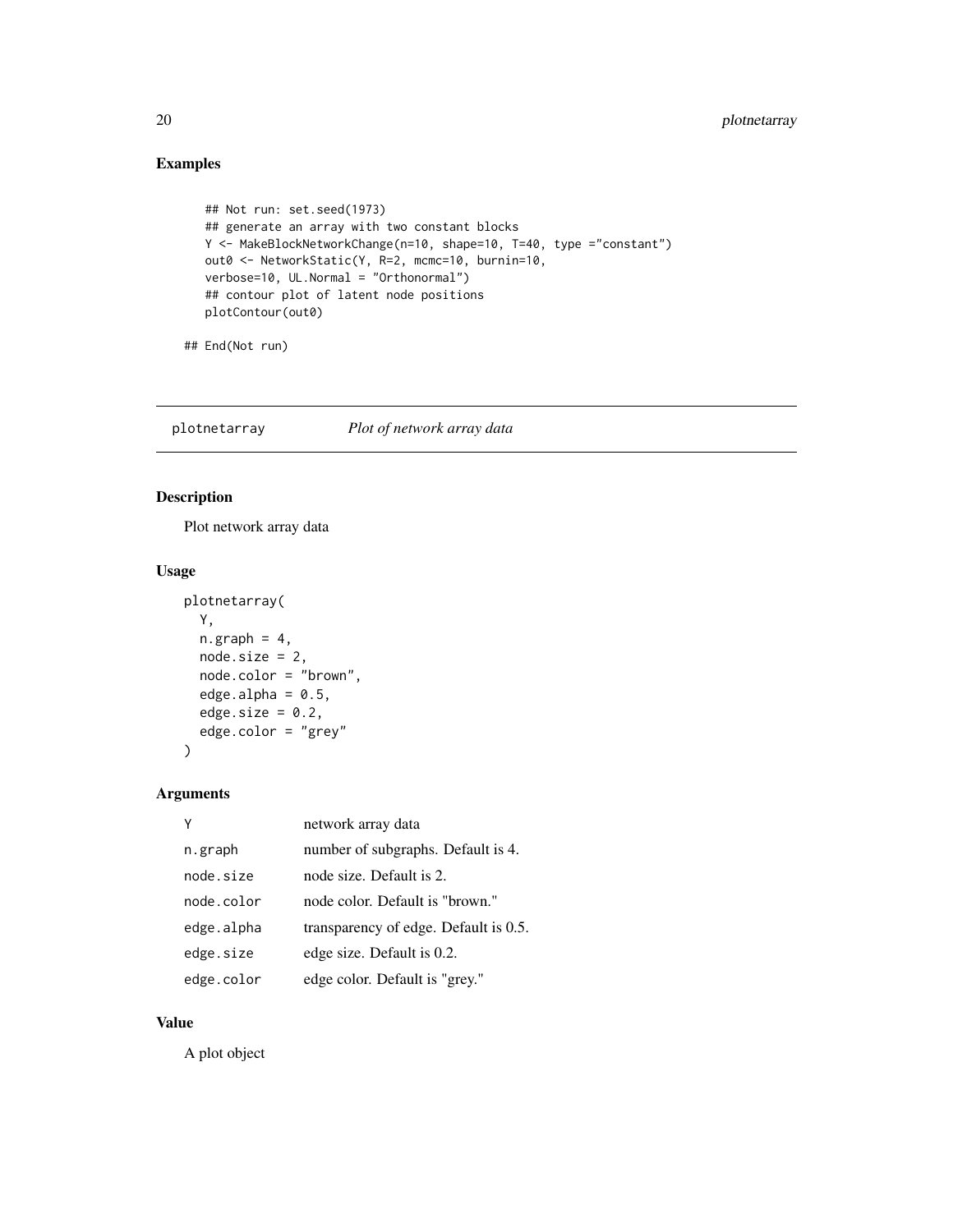## Examples

```
    ## Not run: set.seed(1973)
    ## generate an array with two constant blocks
    Y <- MakeBlockNetworkChange(n=10, shape=10, T=40, type ="constant")
    out0 <- NetworkStatic(Y, R=2, mcmc=10, burnin=10,
    verbose=10, UL.Normal = "Orthonormal")
    ## contour plot of latent node positions
    plotContour(out0)

## End(Not run)
```

---

# plotnetarray *Plot of network array data*

---

## Description

Plot network array data

## Usage

```
plotnetarray(
  Y,
  n.graph = 4,
  node.size = 2,
  node.color = "brown",
  edge.alpha = 0.5,
  edge.size = 0.2,
  edge.color = "grey"
)
```

## Arguments

| | |
|---|---|
| Y | network array data |
| n.graph | number of subgraphs. Default is 4. |
| node.size | node size. Default is 2. |
| node.color | node color. Default is "brown." |
| edge.alpha | transparency of edge. Default is 0.5. |
| edge.size | edge size. Default is 0.2. |
| edge.color | edge color. Default is "grey." |

## Value

A plot object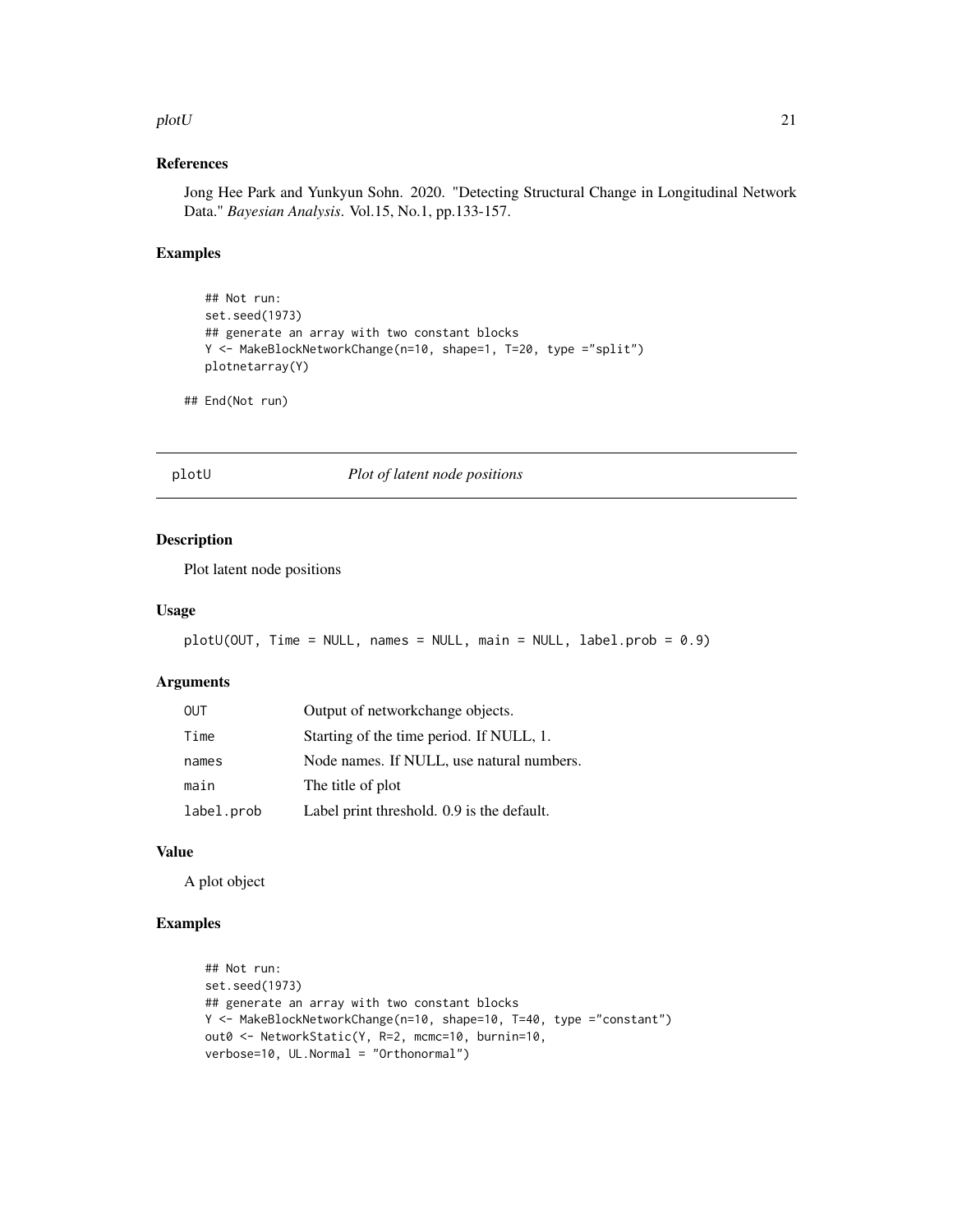### References

Jong Hee Park and Yunkyun Sohn. 2020. "Detecting Structural Change in Longitudinal Network Data." *Bayesian Analysis*. Vol.15, No.1, pp.133-157.

### Examples

```
   ## Not run:
   set.seed(1973)
   ## generate an array with two constant blocks
   Y <- MakeBlockNetworkChange(n=10, shape=1, T=20, type ="split")
   plotnetarray(Y)

## End(Not run)
```

---

## plotU — *Plot of latent node positions*

### Description

Plot latent node positions

### Usage

```
plotU(OUT, Time = NULL, names = NULL, main = NULL, label.prob = 0.9)
```

### Arguments

| | |
|---|---|
| OUT | Output of networkchange objects. |
| Time | Starting of the time period. If NULL, 1. |
| names | Node names. If NULL, use natural numbers. |
| main | The title of plot |
| label.prob | Label print threshold. 0.9 is the default. |

### Value

A plot object

### Examples

```
   ## Not run:
   set.seed(1973)
   ## generate an array with two constant blocks
   Y <- MakeBlockNetworkChange(n=10, shape=10, T=40, type ="constant")
   out0 <- NetworkStatic(Y, R=2, mcmc=10, burnin=10,
   verbose=10, UL.Normal = "Orthonormal")
```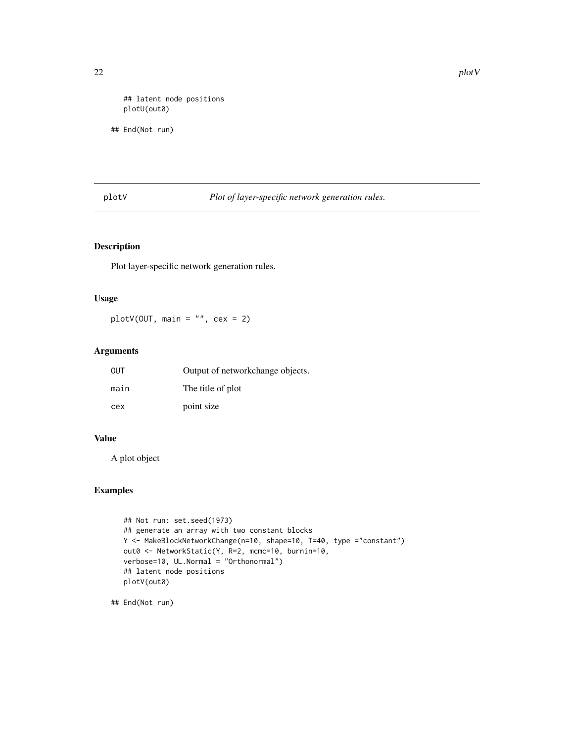```
## latent node positions
plotU(out0)

## End(Not run)
```

## plotV — *Plot of layer-specific network generation rules.*

### Description

Plot layer-specific network generation rules.

### Usage

```
plotV(OUT, main = "", cex = 2)
```

### Arguments

| | |
|---|---|
| OUT | Output of networkchange objects. |
| main | The title of plot |
| cex | point size |

### Value

A plot object

### Examples

```
## Not run: set.seed(1973)
## generate an array with two constant blocks
Y <- MakeBlockNetworkChange(n=10, shape=10, T=40, type ="constant")
out0 <- NetworkStatic(Y, R=2, mcmc=10, burnin=10,
verbose=10, UL.Normal = "Orthonormal")
## latent node positions
plotV(out0)

## End(Not run)
```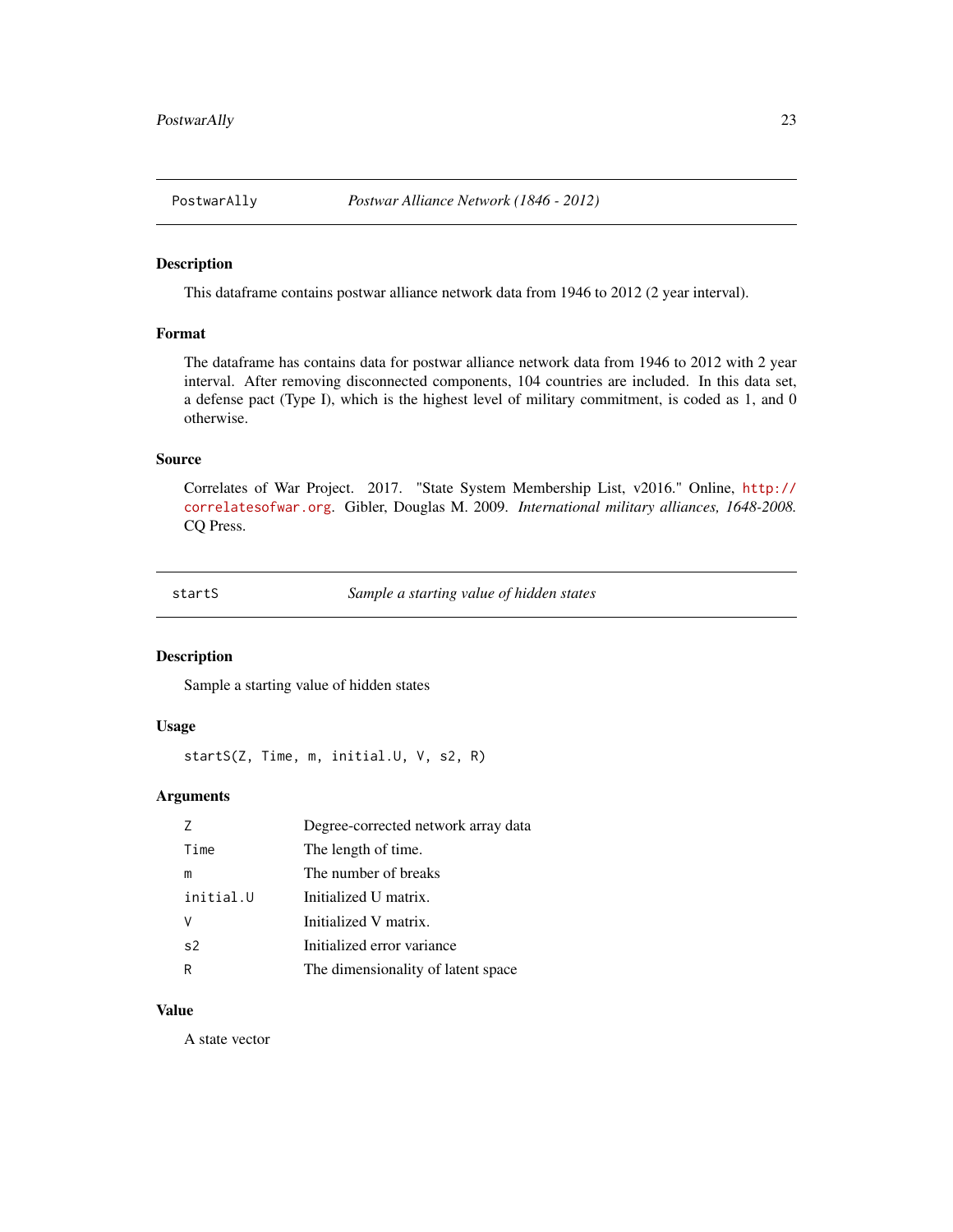## PostwarAlly — *Postwar Alliance Network (1846 - 2012)*

### Description

This dataframe contains postwar alliance network data from 1946 to 2012 (2 year interval).

### Format

The dataframe has contains data for postwar alliance network data from 1946 to 2012 with 2 year interval. After removing disconnected components, 104 countries are included. In this data set, a defense pact (Type I), which is the highest level of military commitment, is coded as 1, and 0 otherwise.

### Source

Correlates of War Project. 2017. "State System Membership List, v2016." Online, http://correlatesofwar.org. Gibler, Douglas M. 2009. *International military alliances, 1648-2008.* CQ Press.

## startS — *Sample a starting value of hidden states*

### Description

Sample a starting value of hidden states

### Usage

```
startS(Z, Time, m, initial.U, V, s2, R)
```

### Arguments

| | |
|---|---|
| `Z` | Degree-corrected network array data |
| `Time` | The length of time. |
| `m` | The number of breaks |
| `initial.U` | Initialized U matrix. |
| `V` | Initialized V matrix. |
| `s2` | Initialized error variance |
| `R` | The dimensionality of latent space |

### Value

A state vector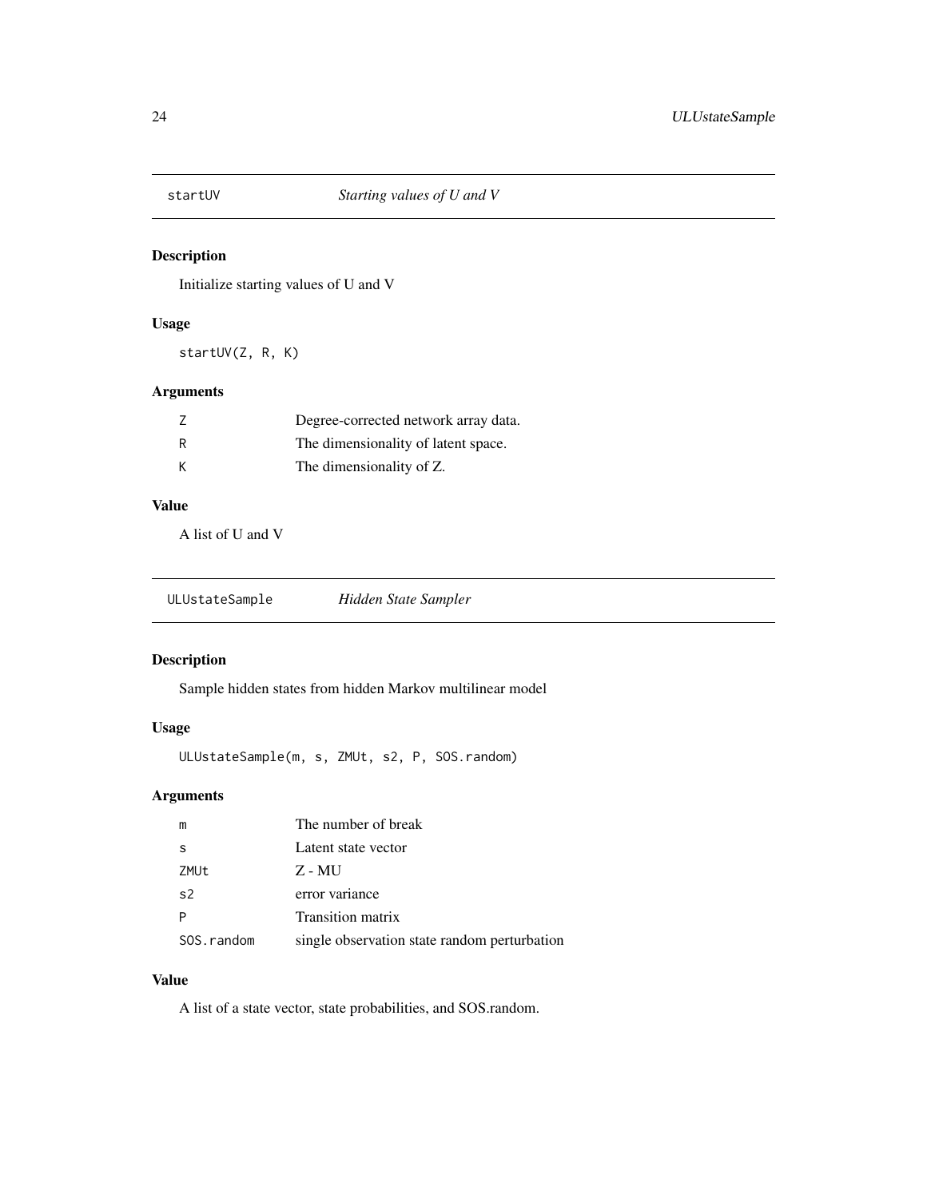## startUV — *Starting values of U and V*

### Description

Initialize starting values of U and V

### Usage

```
startUV(Z, R, K)
```

### Arguments

| | |
|---|---|
| Z | Degree-corrected network array data. |
| R | The dimensionality of latent space. |
| K | The dimensionality of Z. |

### Value

A list of U and V

## ULUstateSample — *Hidden State Sampler*

### Description

Sample hidden states from hidden Markov multilinear model

### Usage

```
ULUstateSample(m, s, ZMUt, s2, P, SOS.random)
```

### Arguments

| | |
|---|---|
| m | The number of break |
| s | Latent state vector |
| ZMUt | Z - MU |
| s2 | error variance |
| P | Transition matrix |
| SOS.random | single observation state random perturbation |

### Value

A list of a state vector, state probabilities, and SOS.random.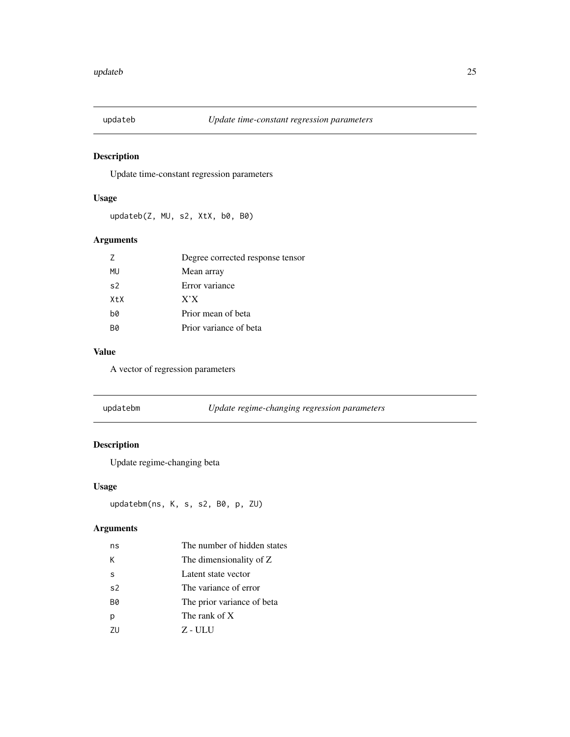## updateb — *Update time-constant regression parameters*

### Description

Update time-constant regression parameters

### Usage

```
updateb(Z, MU, s2, XtX, b0, B0)
```

### Arguments

| | |
|---|---|
| `Z` | Degree corrected response tensor |
| `MU` | Mean array |
| `s2` | Error variance |
| `XtX` | X'X |
| `b0` | Prior mean of beta |
| `B0` | Prior variance of beta |

### Value

A vector of regression parameters

## updatebm — *Update regime-changing regression parameters*

### Description

Update regime-changing beta

### Usage

```
updatebm(ns, K, s, s2, B0, p, ZU)
```

### Arguments

| | |
|---|---|
| `ns` | The number of hidden states |
| `K` | The dimensionality of Z |
| `s` | Latent state vector |
| `s2` | The variance of error |
| `B0` | The prior variance of beta |
| `p` | The rank of X |
| `ZU` | Z - ULU |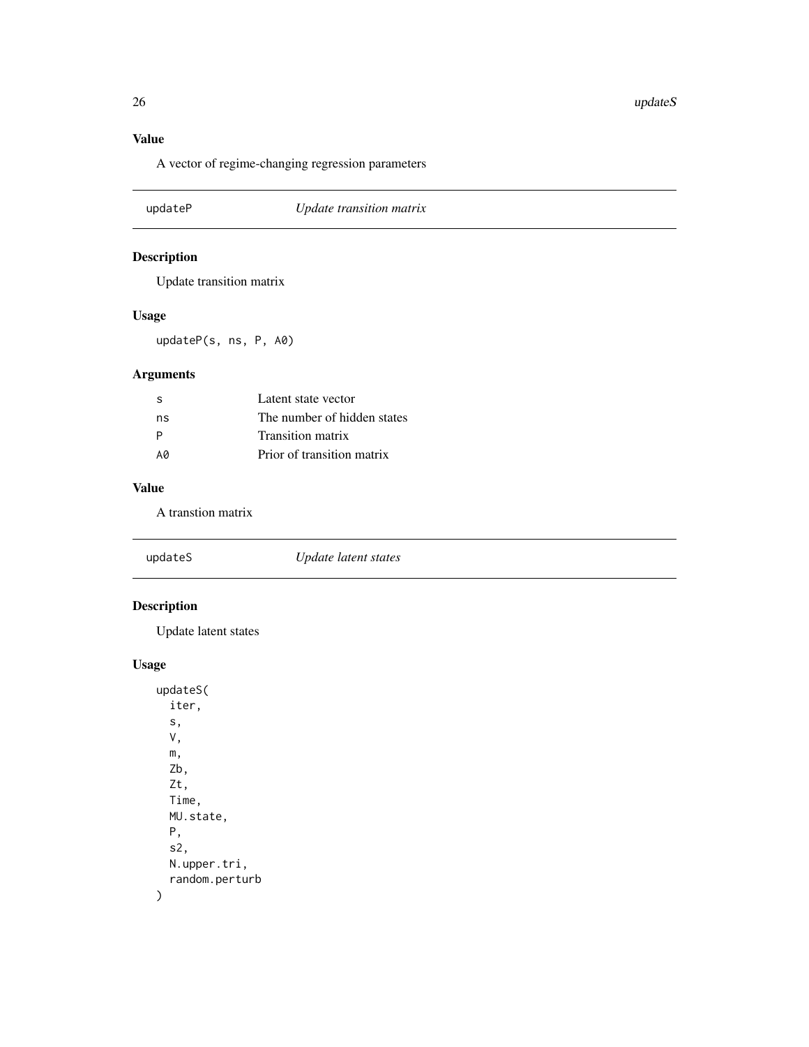### Value

A vector of regime-changing regression parameters

---

## updateP — *Update transition matrix*

### Description

Update transition matrix

### Usage

```
updateP(s, ns, P, A0)
```

### Arguments

| | |
|---|---|
| s | Latent state vector |
| ns | The number of hidden states |
| P | Transition matrix |
| A0 | Prior of transition matrix |

### Value

A transtion matrix

---

## updateS — *Update latent states*

### Description

Update latent states

### Usage

```
updateS(
  iter,
  s,
  V,
  m,
  Zb,
  Zt,
  Time,
  MU.state,
  P,
  s2,
  N.upper.tri,
  random.perturb
)
```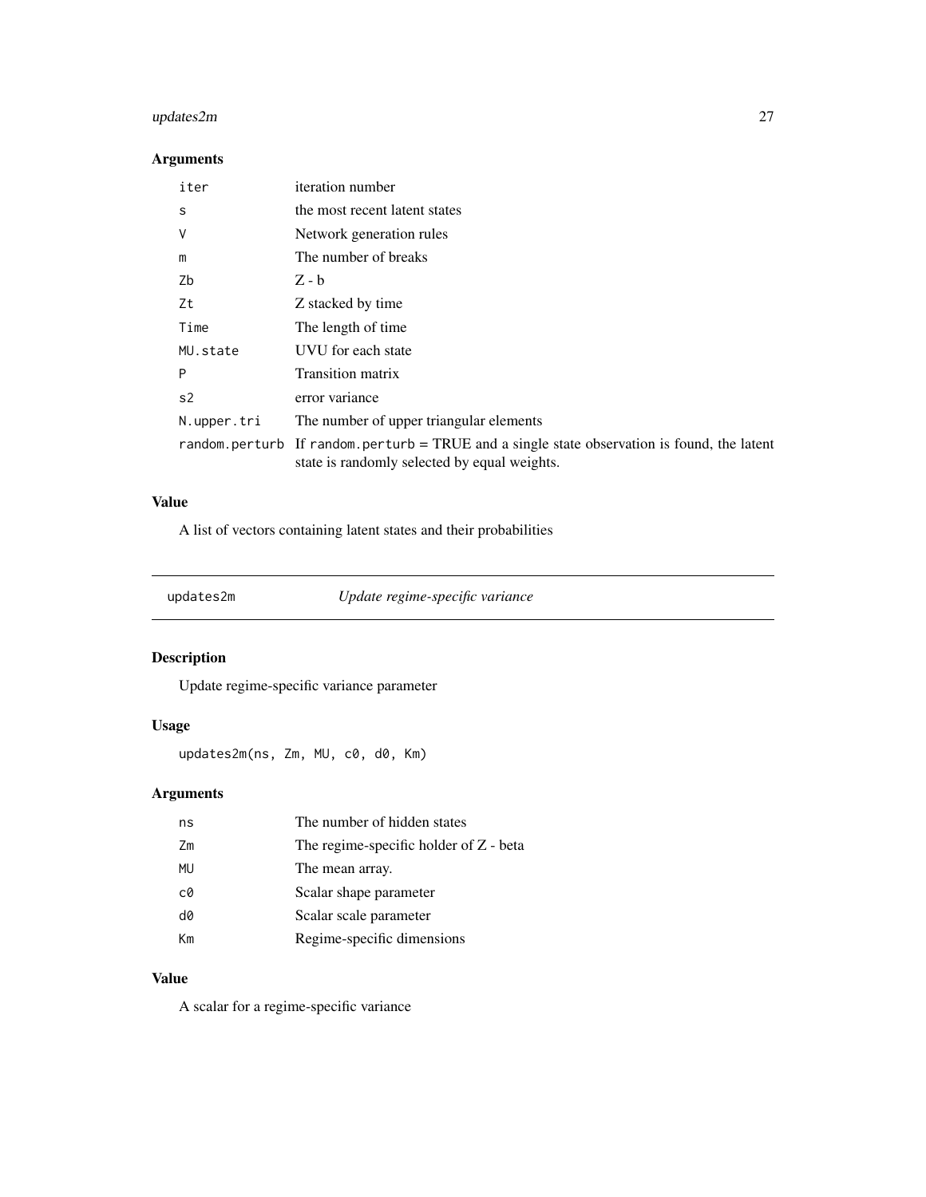### Arguments

| | |
|---|---|
| `iter` | iteration number |
| `s` | the most recent latent states |
| `V` | Network generation rules |
| `m` | The number of breaks |
| `Zb` | Z - b |
| `Zt` | Z stacked by time |
| `Time` | The length of time |
| `MU.state` | UVU for each state |
| `P` | Transition matrix |
| `s2` | error variance |
| `N.upper.tri` | The number of upper triangular elements |
| `random.perturb` | If `random.perturb` = TRUE and a single state observation is found, the latent state is randomly selected by equal weights. |

### Value

A list of vectors containing latent states and their probabilities

---

## `updates2m` *Update regime-specific variance*

---

### Description

Update regime-specific variance parameter

### Usage

```
updates2m(ns, Zm, MU, c0, d0, Km)
```

### Arguments

| | |
|---|---|
| `ns` | The number of hidden states |
| `Zm` | The regime-specific holder of Z - beta |
| `MU` | The mean array. |
| `c0` | Scalar shape parameter |
| `d0` | Scalar scale parameter |
| `Km` | Regime-specific dimensions |

### Value

A scalar for a regime-specific variance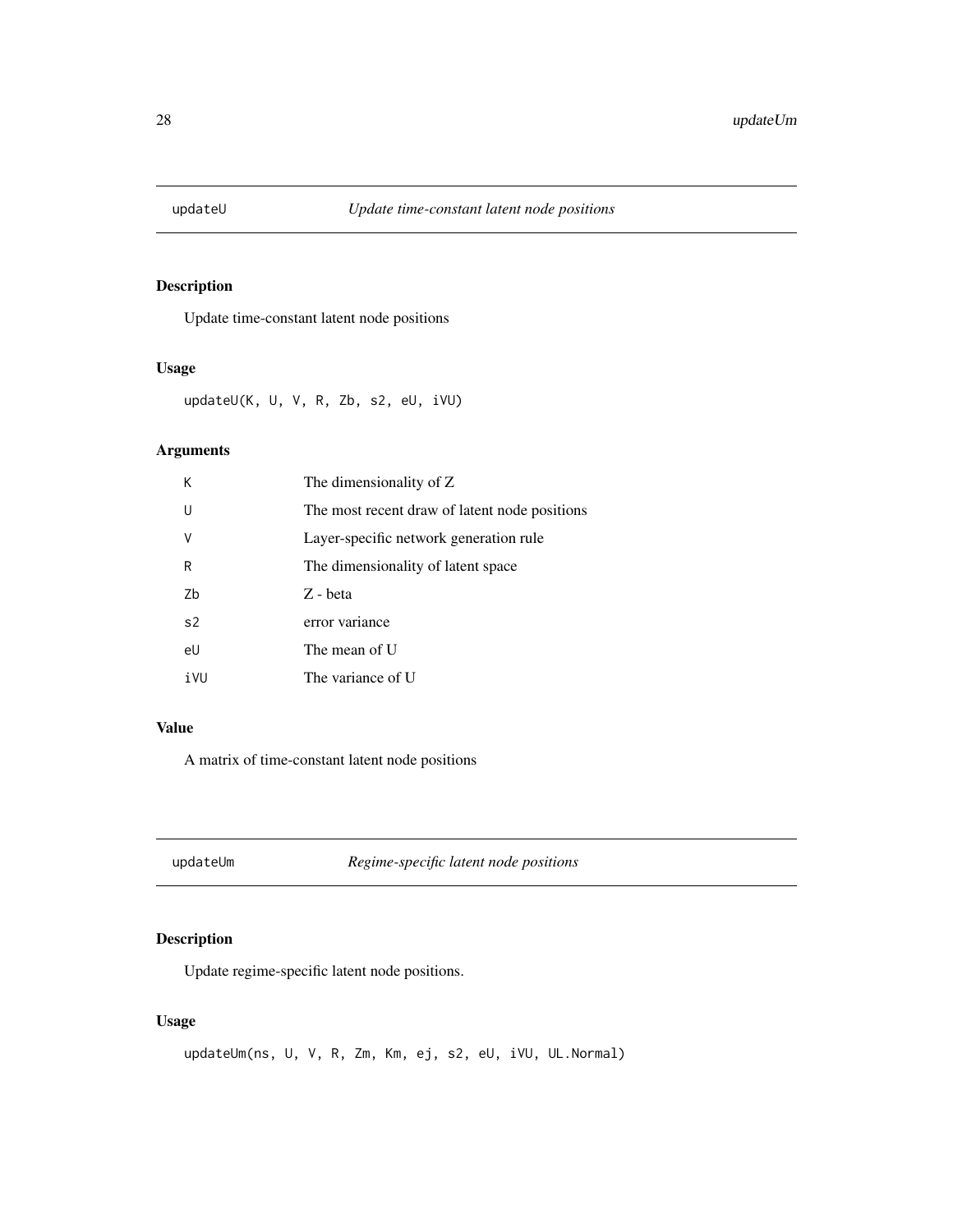## updateU — *Update time-constant latent node positions*

### Description

Update time-constant latent node positions

### Usage

```
updateU(K, U, V, R, Zb, s2, eU, iVU)
```

### Arguments

| | |
|---|---|
| K | The dimensionality of Z |
| U | The most recent draw of latent node positions |
| V | Layer-specific network generation rule |
| R | The dimensionality of latent space |
| Zb | Z - beta |
| s2 | error variance |
| eU | The mean of U |
| iVU | The variance of U |

### Value

A matrix of time-constant latent node positions

## updateUm — *Regime-specific latent node positions*

### Description

Update regime-specific latent node positions.

### Usage

```
updateUm(ns, U, V, R, Zm, Km, ej, s2, eU, iVU, UL.Normal)
```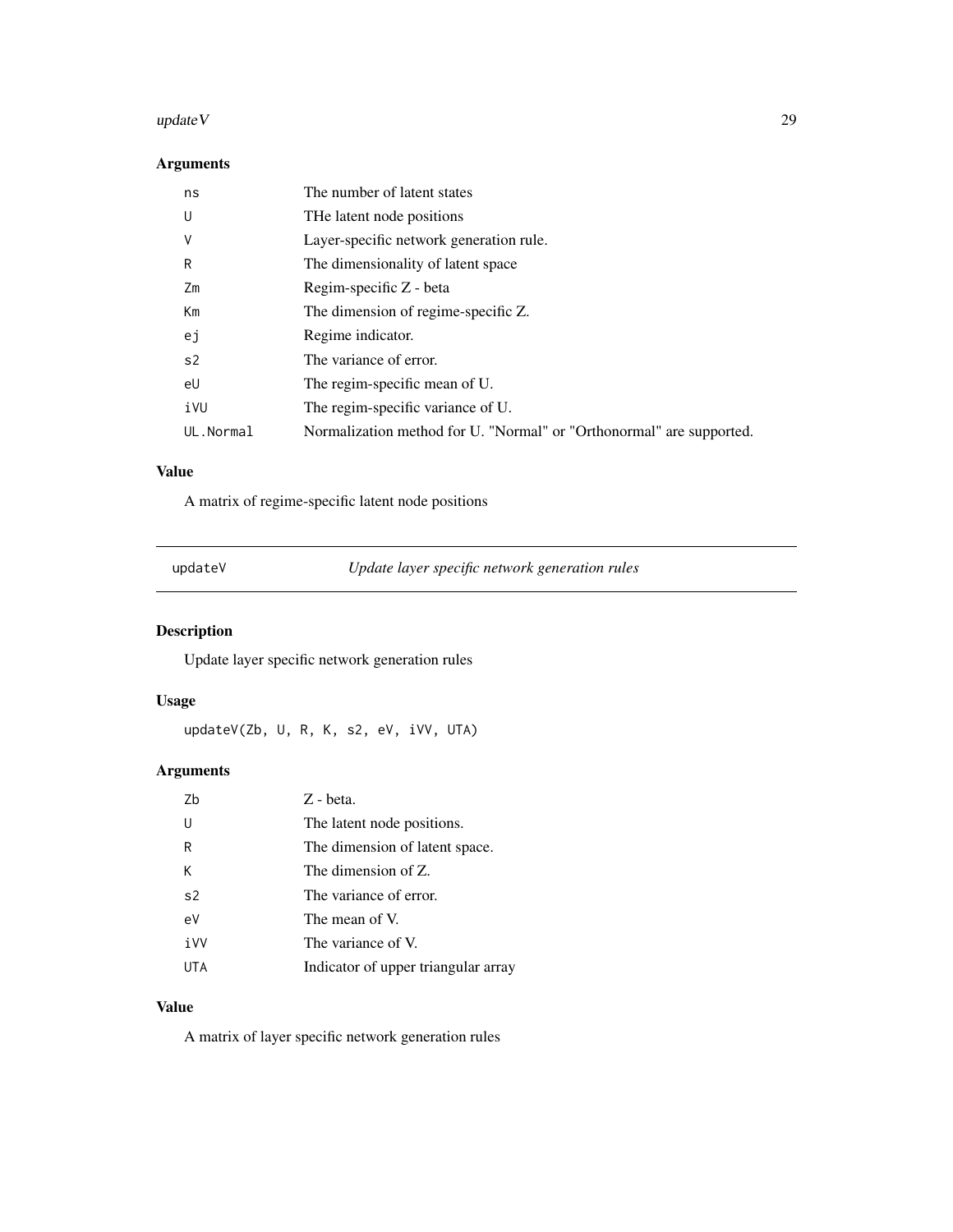## Arguments

| | |
|---|---|
| `ns` | The number of latent states |
| `U` | THe latent node positions |
| `V` | Layer-specific network generation rule. |
| `R` | The dimensionality of latent space |
| `Zm` | Regim-specific Z - beta |
| `Km` | The dimension of regime-specific Z. |
| `ej` | Regime indicator. |
| `s2` | The variance of error. |
| `eU` | The regim-specific mean of U. |
| `iVU` | The regim-specific variance of U. |
| `UL.Normal` | Normalization method for U. "Normal" or "Orthonormal" are supported. |

## Value

A matrix of regime-specific latent node positions

---

# updateV — *Update layer specific network generation rules*

## Description

Update layer specific network generation rules

## Usage

```
updateV(Zb, U, R, K, s2, eV, iVV, UTA)
```

## Arguments

| | |
|---|---|
| `Zb` | Z - beta. |
| `U` | The latent node positions. |
| `R` | The dimension of latent space. |
| `K` | The dimension of Z. |
| `s2` | The variance of error. |
| `eV` | The mean of V. |
| `iVV` | The variance of V. |
| `UTA` | Indicator of upper triangular array |

## Value

A matrix of layer specific network generation rules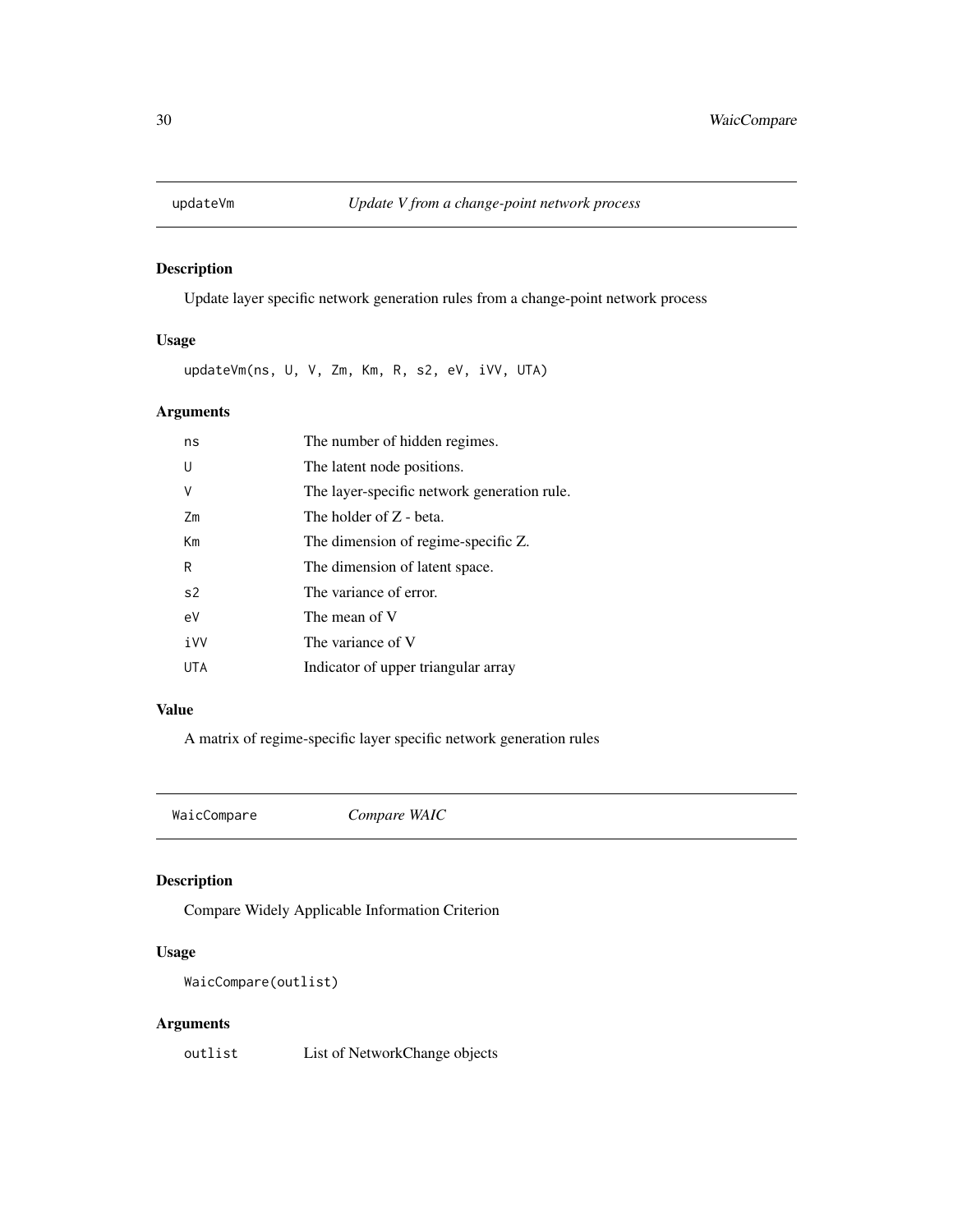## updateVm *Update V from a change-point network process*

### Description

Update layer specific network generation rules from a change-point network process

### Usage

```
updateVm(ns, U, V, Zm, Km, R, s2, eV, iVV, UTA)
```

### Arguments

| | |
|---|---|
| ns | The number of hidden regimes. |
| U | The latent node positions. |
| V | The layer-specific network generation rule. |
| Zm | The holder of Z - beta. |
| Km | The dimension of regime-specific Z. |
| R | The dimension of latent space. |
| s2 | The variance of error. |
| eV | The mean of V |
| iVV | The variance of V |
| UTA | Indicator of upper triangular array |

### Value

A matrix of regime-specific layer specific network generation rules

## WaicCompare *Compare WAIC*

### Description

Compare Widely Applicable Information Criterion

### Usage

```
WaicCompare(outlist)
```

### Arguments

| | |
|---|---|
| outlist | List of NetworkChange objects |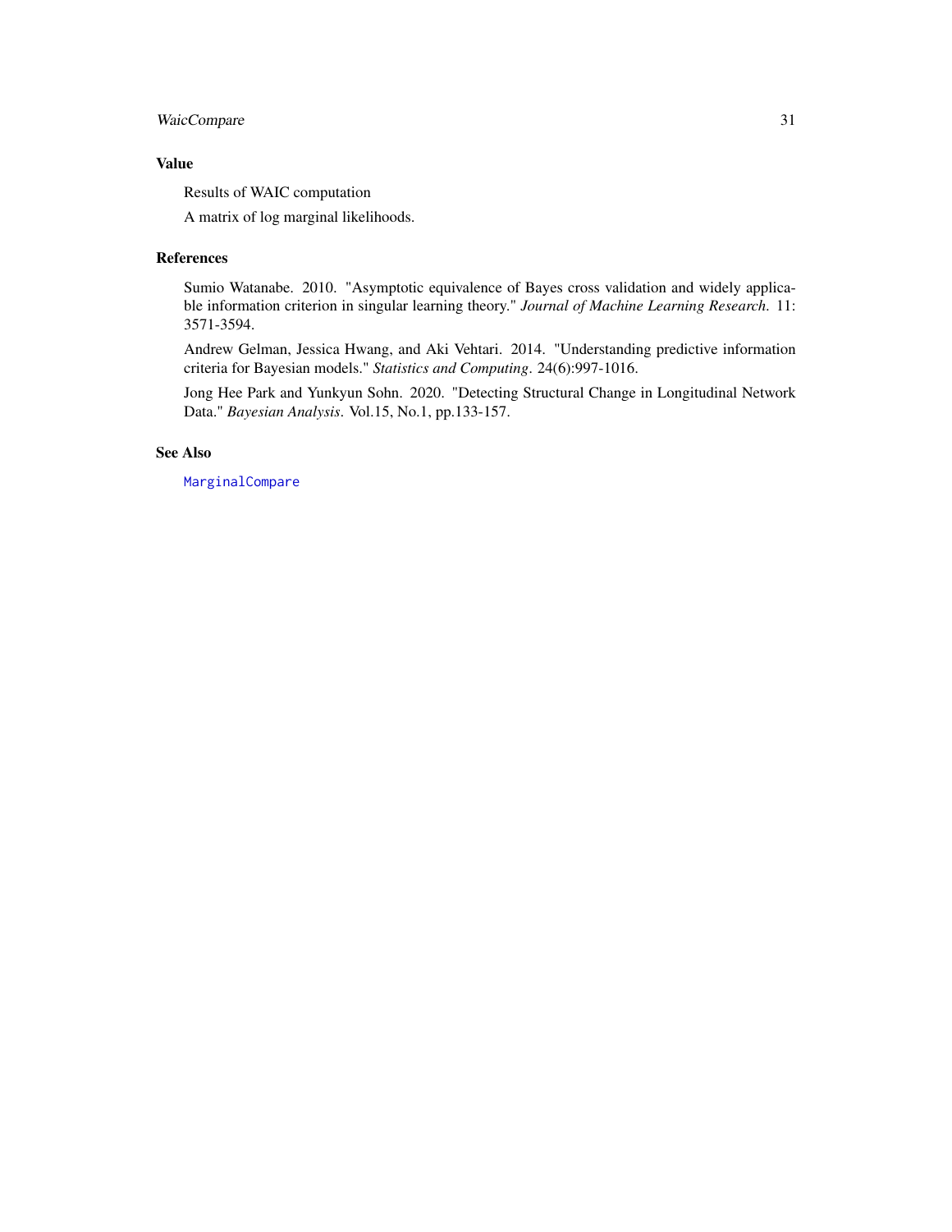## Value

Results of WAIC computation

A matrix of log marginal likelihoods.

## References

Sumio Watanabe. 2010. "Asymptotic equivalence of Bayes cross validation and widely applicable information criterion in singular learning theory." *Journal of Machine Learning Research*. 11: 3571-3594.

Andrew Gelman, Jessica Hwang, and Aki Vehtari. 2014. "Understanding predictive information criteria for Bayesian models." *Statistics and Computing*. 24(6):997-1016.

Jong Hee Park and Yunkyun Sohn. 2020. "Detecting Structural Change in Longitudinal Network Data." *Bayesian Analysis*. Vol.15, No.1, pp.133-157.

## See Also

`MarginalCompare`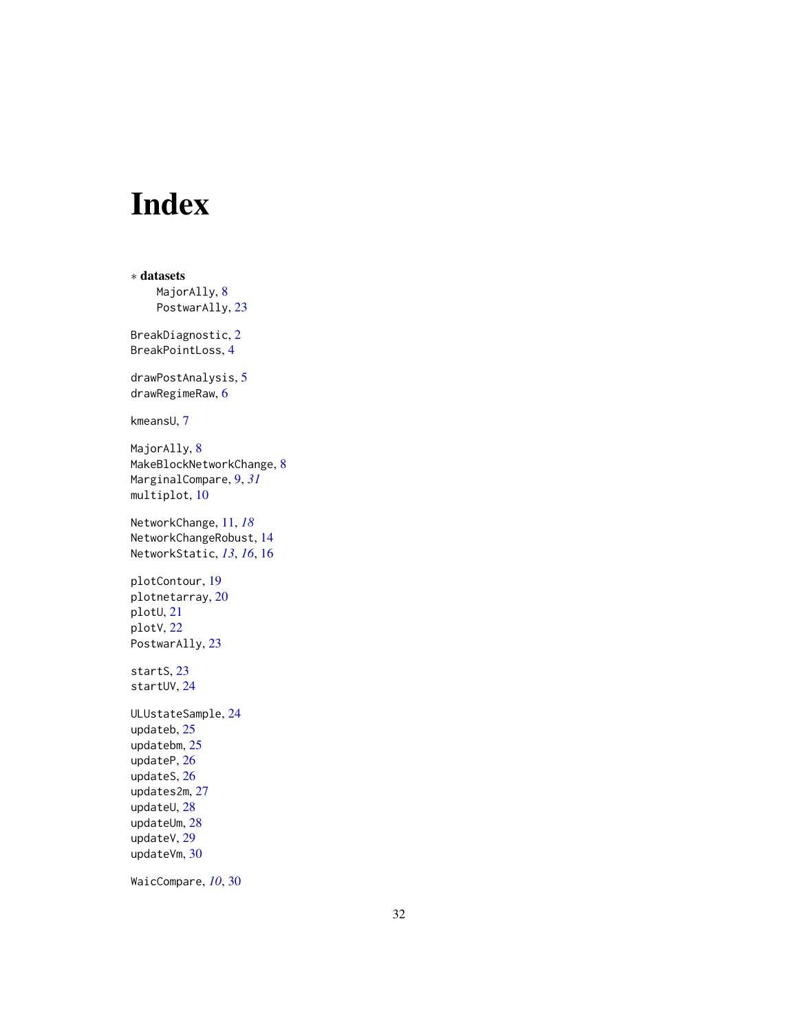# Index

∗ **datasets**
    MajorAlly, 8
    PostwarAlly, 23

BreakDiagnostic, 2
BreakPointLoss, 4

drawPostAnalysis, 5
drawRegimeRaw, 6

kmeansU, 7

MajorAlly, 8
MakeBlockNetworkChange, 8
MarginalCompare, 9, *31*
multiplot, 10

NetworkChange, 11, *18*
NetworkChangeRobust, 14
NetworkStatic, *13*, *16*, 16

plotContour, 19
plotnetarray, 20
plotU, 21
plotV, 22
PostwarAlly, 23

startS, 23
startUV, 24

ULUstateSample, 24
updateb, 25
updatebm, 25
updateP, 26
updateS, 26
updates2m, 27
updateU, 28
updateUm, 28
updateV, 29
updateVm, 30

WaicCompare, *10*, 30